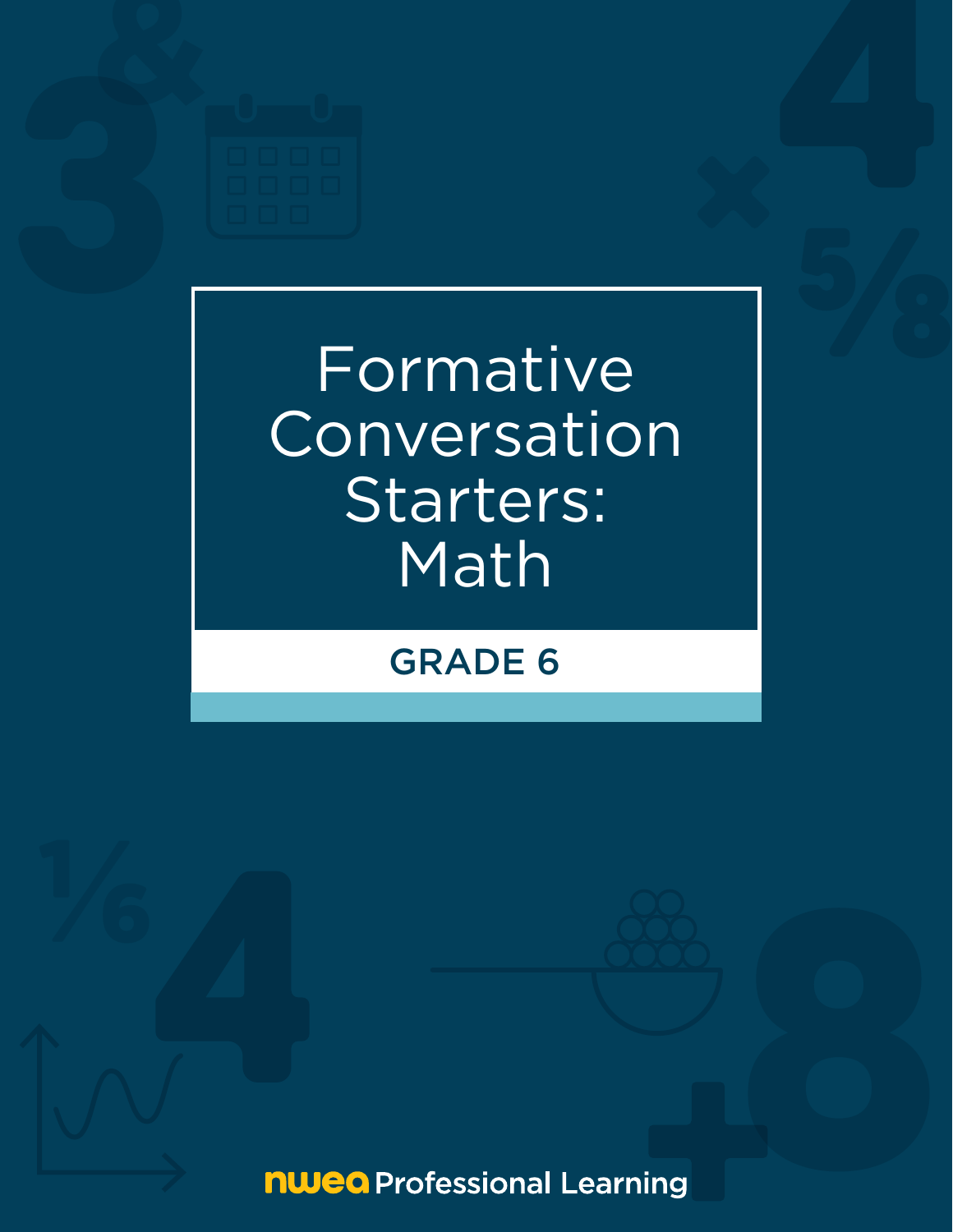# Formative Conversation Starters: Math

## GRADE 6

nwea Professional Learning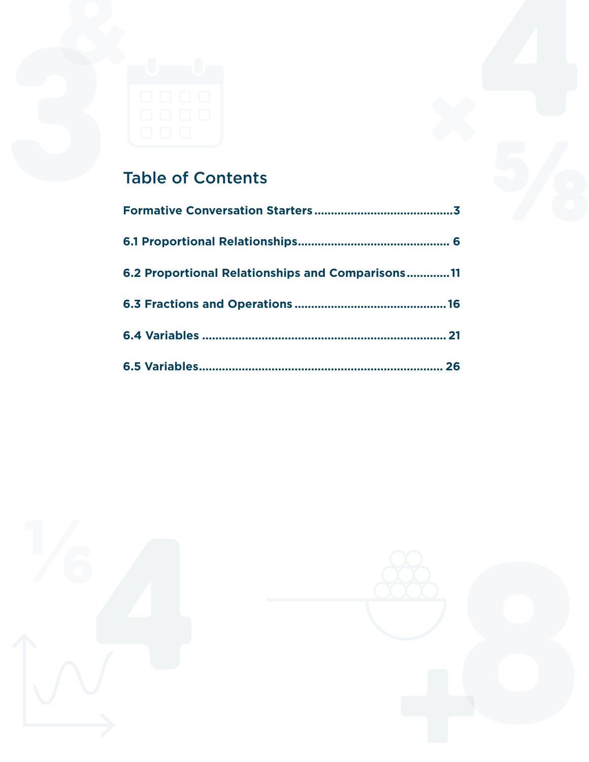# Table of Contents

**Formative Conversation Starters .........................................3**

**6.1 Proportional Relationships............................................ 6**

**6.2 Proportional Relationships and Comparisons............11**

**6.3 Fractions and Operations .............................................16**

**6.4 Variables ........................................................................ 21**

**6.5 Variables........................................................................ 26**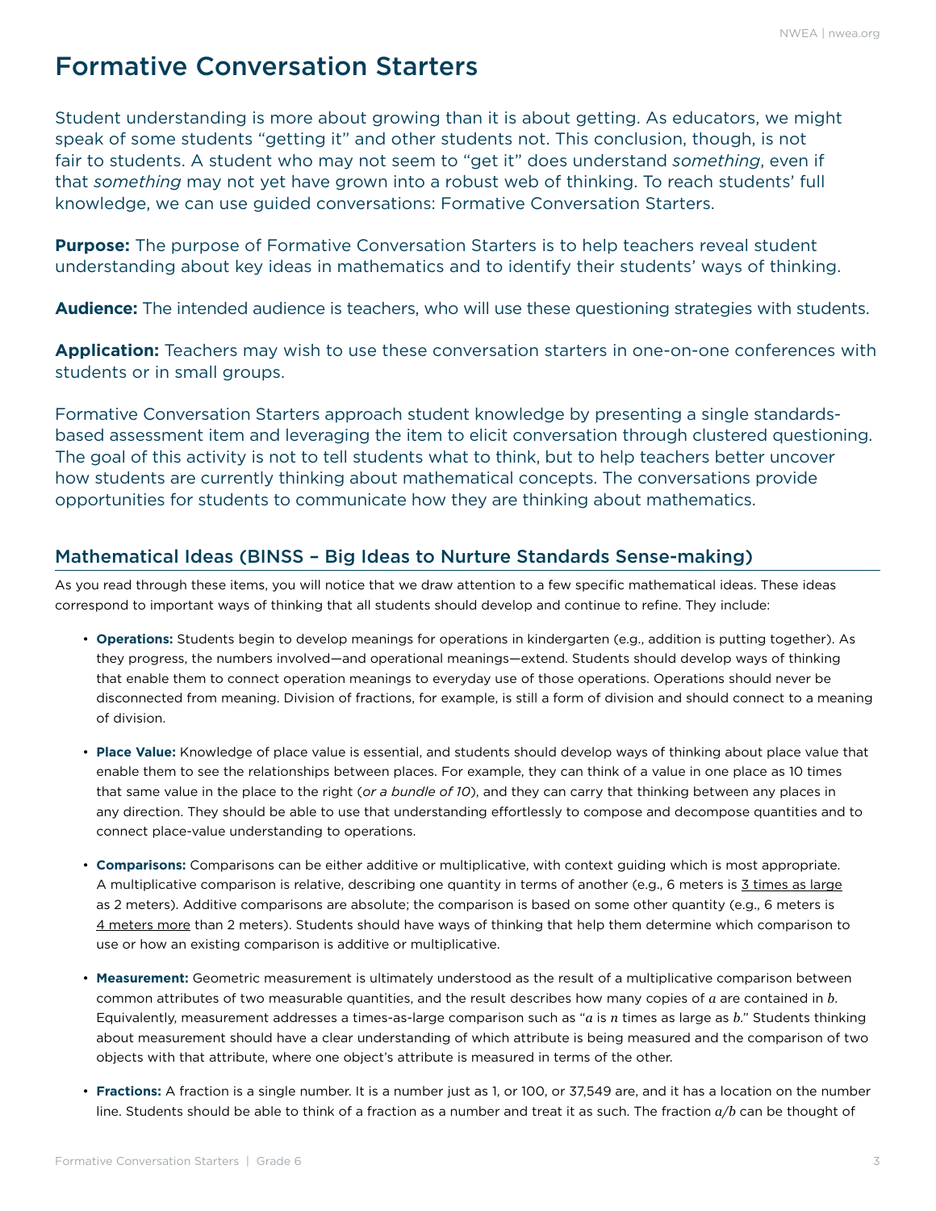# Formative Conversation Starters

Student understanding is more about growing than it is about getting. As educators, we might speak of some students "getting it" and other students not. This conclusion, though, is not fair to students. A student who may not seem to "get it" does understand *something*, even if that *something* may not yet have grown into a robust web of thinking. To reach students' full knowledge, we can use guided conversations: Formative Conversation Starters.

**Purpose:** The purpose of Formative Conversation Starters is to help teachers reveal student understanding about key ideas in mathematics and to identify their students' ways of thinking.

**Audience:** The intended audience is teachers, who will use these questioning strategies with students.

**Application:** Teachers may wish to use these conversation starters in one-on-one conferences with students or in small groups.

Formative Conversation Starters approach student knowledge by presenting a single standards-based assessment item and leveraging the item to elicit conversation through clustered questioning. The goal of this activity is not to tell students what to think, but to help teachers better uncover how students are currently thinking about mathematical concepts. The conversations provide opportunities for students to communicate how they are thinking about mathematics.

## Mathematical Ideas (BINSS – Big Ideas to Nurture Standards Sense-making)

As you read through these items, you will notice that we draw attention to a few specific mathematical ideas. These ideas correspond to important ways of thinking that all students should develop and continue to refine. They include:

- **Operations:** Students begin to develop meanings for operations in kindergarten (e.g., addition is putting together). As they progress, the numbers involved—and operational meanings—extend. Students should develop ways of thinking that enable them to connect operation meanings to everyday use of those operations. Operations should never be disconnected from meaning. Division of fractions, for example, is still a form of division and should connect to a meaning of division.

- **Place Value:** Knowledge of place value is essential, and students should develop ways of thinking about place value that enable them to see the relationships between places. For example, they can think of a value in one place as 10 times that same value in the place to the right (*or a bundle of 10*), and they can carry that thinking between any places in any direction. They should be able to use that understanding effortlessly to compose and decompose quantities and to connect place-value understanding to operations.

- **Comparisons:** Comparisons can be either additive or multiplicative, with context guiding which is most appropriate. A multiplicative comparison is relative, describing one quantity in terms of another (e.g., 6 meters is <u>3 times as large</u> as 2 meters). Additive comparisons are absolute; the comparison is based on some other quantity (e.g., 6 meters is <u>4 meters more</u> than 2 meters). Students should have ways of thinking that help them determine which comparison to use or how an existing comparison is additive or multiplicative.

- **Measurement:** Geometric measurement is ultimately understood as the result of a multiplicative comparison between common attributes of two measurable quantities, and the result describes how many copies of $a$ are contained in $b$. Equivalently, measurement addresses a times-as-large comparison such as "$a$ is $n$ times as large as $b$." Students thinking about measurement should have a clear understanding of which attribute is being measured and the comparison of two objects with that attribute, where one object's attribute is measured in terms of the other.

- **Fractions:** A fraction is a single number. It is a number just as 1, or 100, or 37,549 are, and it has a location on the number line. Students should be able to think of a fraction as a number and treat it as such. The fraction $a/b$ can be thought of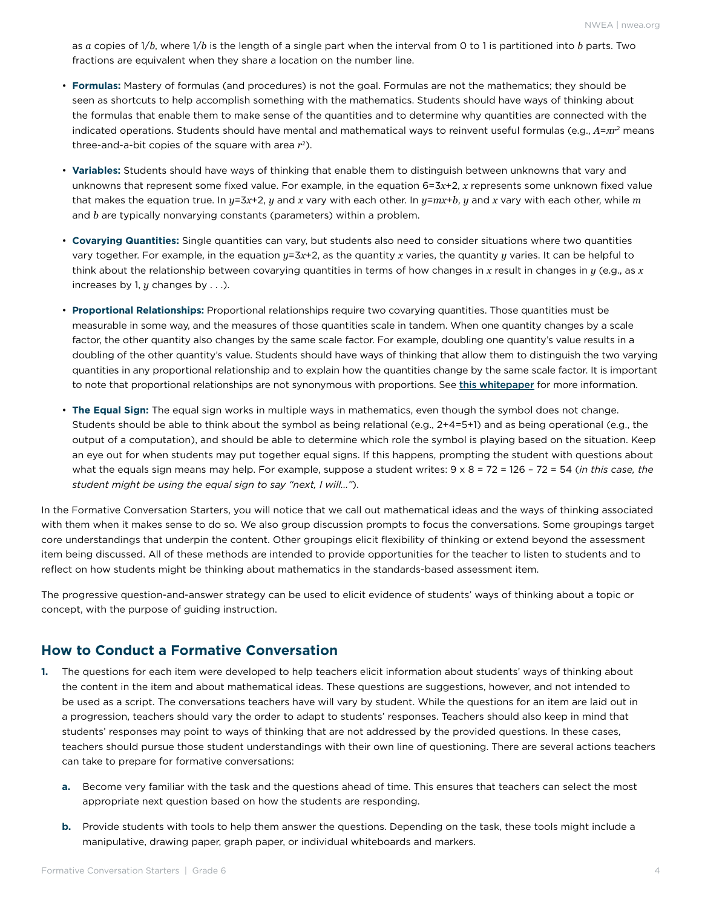as $a$ copies of $1/b$, where $1/b$ is the length of a single part when the interval from 0 to 1 is partitioned into $b$ parts. Two fractions are equivalent when they share a location on the number line.

- **Formulas:** Mastery of formulas (and procedures) is not the goal. Formulas are not the mathematics; they should be seen as shortcuts to help accomplish something with the mathematics. Students should have ways of thinking about the formulas that enable them to make sense of the quantities and to determine why quantities are connected with the indicated operations. Students should have mental and mathematical ways to reinvent useful formulas (e.g., $A=\pi r^2$ means three-and-a-bit copies of the square with area $r^2$).

- **Variables:** Students should have ways of thinking that enable them to distinguish between unknowns that vary and unknowns that represent some fixed value. For example, in the equation $6=3x+2$, $x$ represents some unknown fixed value that makes the equation true. In $y=3x+2$, $y$ and $x$ vary with each other. In $y=mx+b$, $y$ and $x$ vary with each other, while $m$ and $b$ are typically nonvarying constants (parameters) within a problem.

- **Covarying Quantities:** Single quantities can vary, but students also need to consider situations where two quantities vary together. For example, in the equation $y=3x+2$, as the quantity $x$ varies, the quantity $y$ varies. It can be helpful to think about the relationship between covarying quantities in terms of how changes in $x$ result in changes in $y$ (e.g., as $x$ increases by 1, $y$ changes by . . .).

- **Proportional Relationships:** Proportional relationships require two covarying quantities. Those quantities must be measurable in some way, and the measures of those quantities scale in tandem. When one quantity changes by a scale factor, the other quantity also changes by the same scale factor. For example, doubling one quantity's value results in a doubling of the other quantity's value. Students should have ways of thinking that allow them to distinguish the two varying quantities in any proportional relationship and to explain how the quantities change by the same scale factor. It is important to note that proportional relationships are not synonymous with proportions. See [this whitepaper](#) for more information.

- **The Equal Sign:** The equal sign works in multiple ways in mathematics, even though the symbol does not change. Students should be able to think about the symbol as being relational (e.g., 2+4=5+1) and as being operational (e.g., the output of a computation), and should be able to determine which role the symbol is playing based on the situation. Keep an eye out for when students may put together equal signs. If this happens, prompting the student with questions about what the equals sign means may help. For example, suppose a student writes: 9 x 8 = 72 = 126 – 72 = 54 (*in this case, the student might be using the equal sign to say "next, I will…"*).

In the Formative Conversation Starters, you will notice that we call out mathematical ideas and the ways of thinking associated with them when it makes sense to do so. We also group discussion prompts to focus the conversations. Some groupings target core understandings that underpin the content. Other groupings elicit flexibility of thinking or extend beyond the assessment item being discussed. All of these methods are intended to provide opportunities for the teacher to listen to students and to reflect on how students might be thinking about mathematics in the standards-based assessment item.

The progressive question-and-answer strategy can be used to elicit evidence of students' ways of thinking about a topic or concept, with the purpose of guiding instruction.

## How to Conduct a Formative Conversation

1. The questions for each item were developed to help teachers elicit information about students' ways of thinking about the content in the item and about mathematical ideas. These questions are suggestions, however, and not intended to be used as a script. The conversations teachers have will vary by student. While the questions for an item are laid out in a progression, teachers should vary the order to adapt to students' responses. Teachers should also keep in mind that students' responses may point to ways of thinking that are not addressed by the provided questions. In these cases, teachers should pursue those student understandings with their own line of questioning. There are several actions teachers can take to prepare for formative conversations:

   a. Become very familiar with the task and the questions ahead of time. This ensures that teachers can select the most appropriate next question based on how the students are responding.

   b. Provide students with tools to help them answer the questions. Depending on the task, these tools might include a manipulative, drawing paper, graph paper, or individual whiteboards and markers.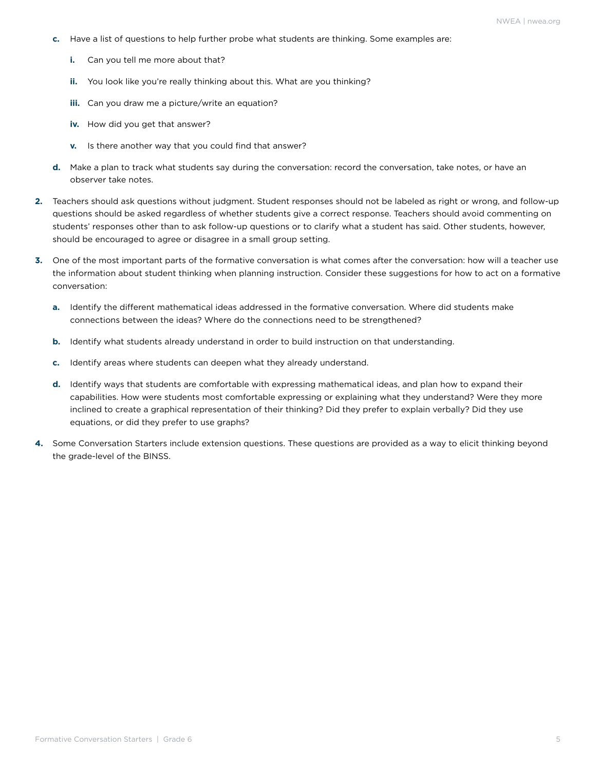c. Have a list of questions to help further probe what students are thinking. Some examples are:

    i. Can you tell me more about that?

    ii. You look like you're really thinking about this. What are you thinking?

    iii. Can you draw me a picture/write an equation?

    iv. How did you get that answer?

    v. Is there another way that you could find that answer?

d. Make a plan to track what students say during the conversation: record the conversation, take notes, or have an observer take notes.

2. Teachers should ask questions without judgment. Student responses should not be labeled as right or wrong, and follow-up questions should be asked regardless of whether students give a correct response. Teachers should avoid commenting on students' responses other than to ask follow-up questions or to clarify what a student has said. Other students, however, should be encouraged to agree or disagree in a small group setting.

3. One of the most important parts of the formative conversation is what comes after the conversation: how will a teacher use the information about student thinking when planning instruction. Consider these suggestions for how to act on a formative conversation:

    a. Identify the different mathematical ideas addressed in the formative conversation. Where did students make connections between the ideas? Where do the connections need to be strengthened?

    b. Identify what students already understand in order to build instruction on that understanding.

    c. Identify areas where students can deepen what they already understand.

    d. Identify ways that students are comfortable with expressing mathematical ideas, and plan how to expand their capabilities. How were students most comfortable expressing or explaining what they understand? Were they more inclined to create a graphical representation of their thinking? Did they prefer to explain verbally? Did they use equations, or did they prefer to use graphs?

4. Some Conversation Starters include extension questions. These questions are provided as a way to elicit thinking beyond the grade-level of the BINSS.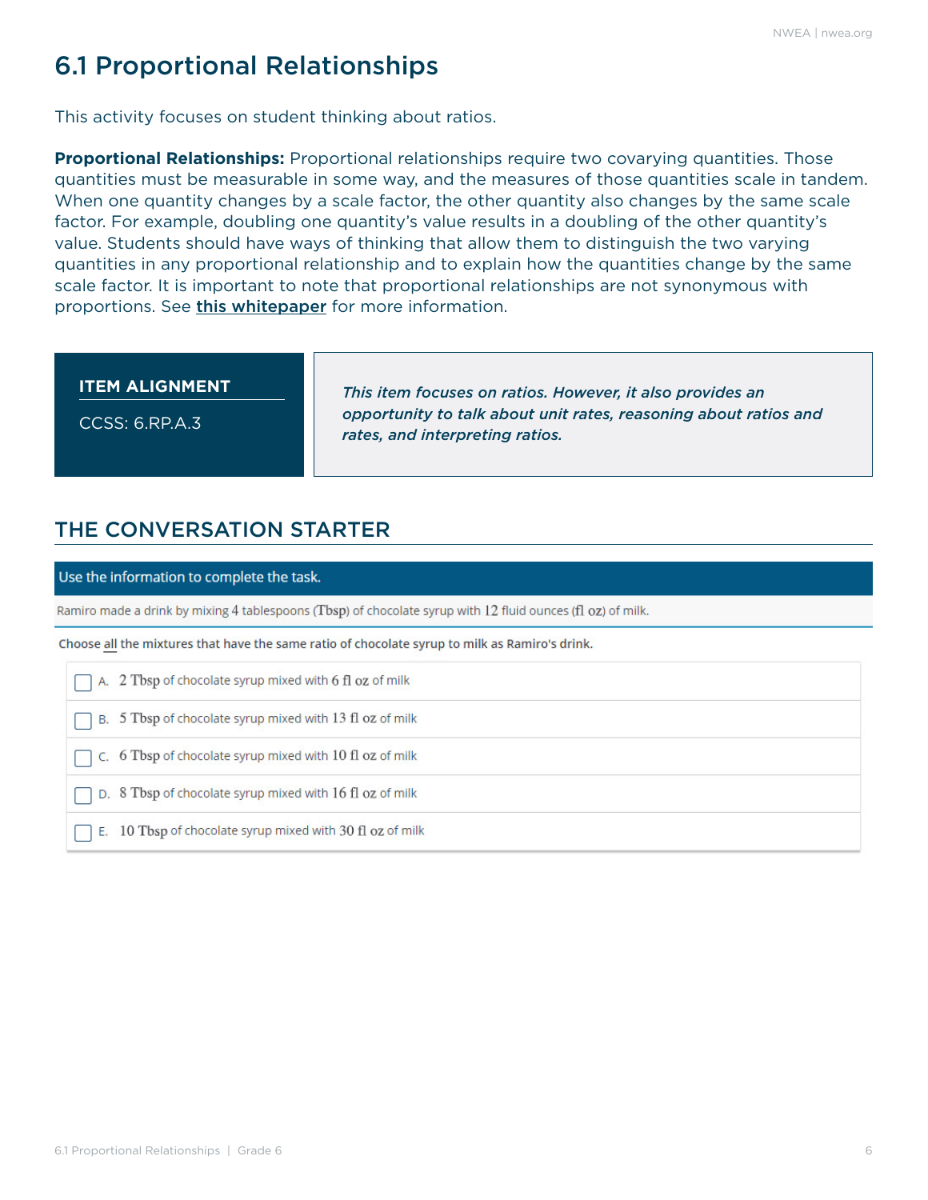# 6.1 Proportional Relationships

This activity focuses on student thinking about ratios.

**Proportional Relationships:** Proportional relationships require two covarying quantities. Those quantities must be measurable in some way, and the measures of those quantities scale in tandem. When one quantity changes by a scale factor, the other quantity also changes by the same scale factor. For example, doubling one quantity's value results in a doubling of the other quantity's value. Students should have ways of thinking that allow them to distinguish the two varying quantities in any proportional relationship and to explain how the quantities change by the same scale factor. It is important to note that proportional relationships are not synonymous with proportions. See **this whitepaper** for more information.

**ITEM ALIGNMENT**

CCSS: 6.RP.A.3

***This item focuses on ratios. However, it also provides an opportunity to talk about unit rates, reasoning about ratios and rates, and interpreting ratios.***

## THE CONVERSATION STARTER

Use the information to complete the task.

Ramiro made a drink by mixing 4 tablespoons (Tbsp) of chocolate syrup with 12 fluid ounces (fl oz) of milk.

**Choose all the mixtures that have the same ratio of chocolate syrup to milk as Ramiro's drink.**

- [ ] A. 2 Tbsp of chocolate syrup mixed with 6 fl oz of milk
- [ ] B. 5 Tbsp of chocolate syrup mixed with 13 fl oz of milk
- [ ] C. 6 Tbsp of chocolate syrup mixed with 10 fl oz of milk
- [ ] D. 8 Tbsp of chocolate syrup mixed with 16 fl oz of milk
- [ ] E. 10 Tbsp of chocolate syrup mixed with 30 fl oz of milk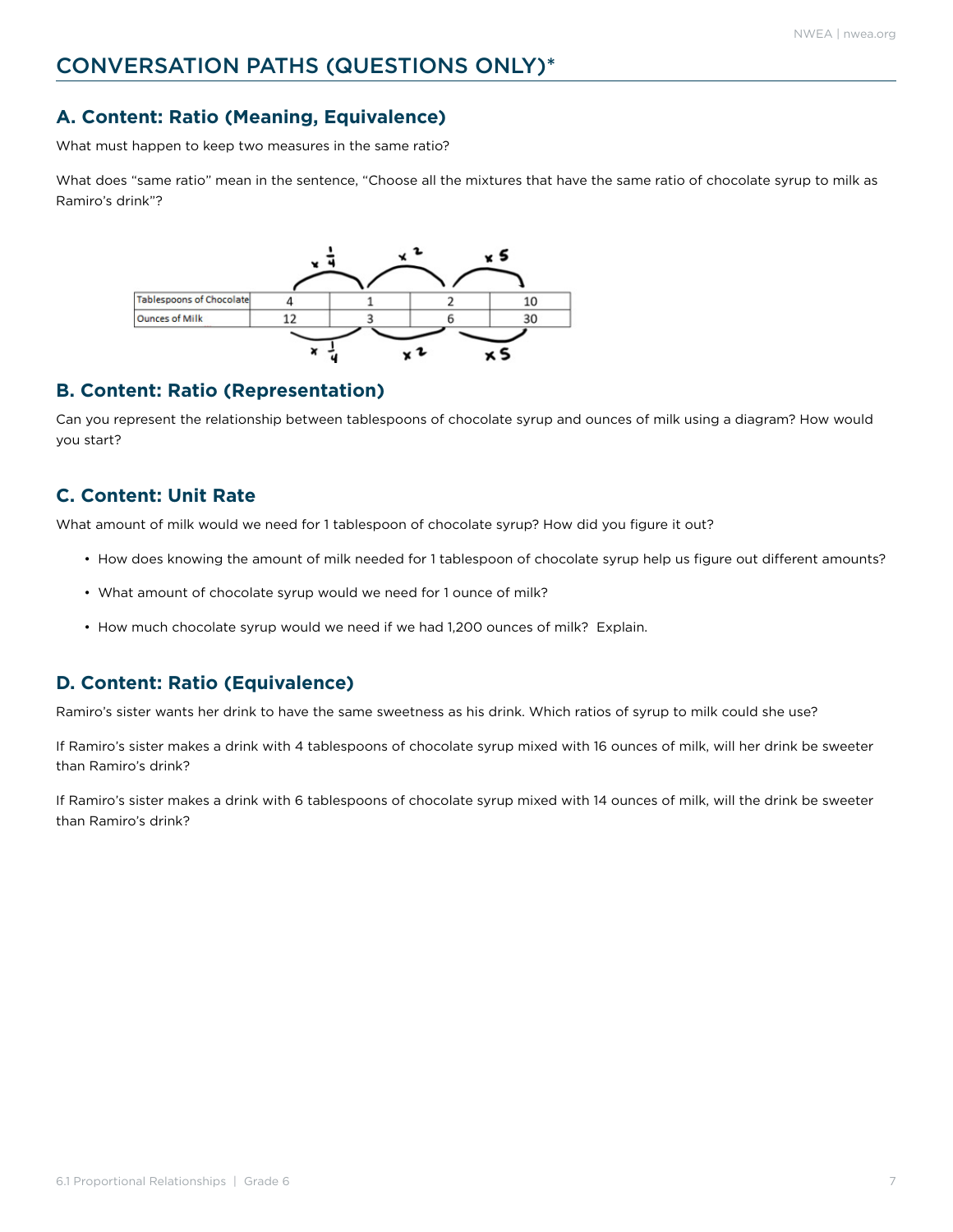# CONVERSATION PATHS (QUESTIONS ONLY)*

## A. Content: Ratio (Meaning, Equivalence)

What must happen to keep two measures in the same ratio?

What does "same ratio" mean in the sentence, "Choose all the mixtures that have the same ratio of chocolate syrup to milk as Ramiro's drink"?

| | $\times \frac{1}{4}$ | $\times 2$ | $\times 5$ | |
|---|---|---|---|---|
| Tablespoons of Chocolate | 4 | 1 | 2 | 10 |
| Ounces of Milk | 12 | 3 | 6 | 30 |
| | $\times \frac{1}{4}$ | $\times 2$ | $\times 5$ | |

## B. Content: Ratio (Representation)

Can you represent the relationship between tablespoons of chocolate syrup and ounces of milk using a diagram? How would you start?

## C. Content: Unit Rate

What amount of milk would we need for 1 tablespoon of chocolate syrup? How did you figure it out?

- How does knowing the amount of milk needed for 1 tablespoon of chocolate syrup help us figure out different amounts?
- What amount of chocolate syrup would we need for 1 ounce of milk?
- How much chocolate syrup would we need if we had 1,200 ounces of milk? Explain.

## D. Content: Ratio (Equivalence)

Ramiro's sister wants her drink to have the same sweetness as his drink. Which ratios of syrup to milk could she use?

If Ramiro's sister makes a drink with 4 tablespoons of chocolate syrup mixed with 16 ounces of milk, will her drink be sweeter than Ramiro's drink?

If Ramiro's sister makes a drink with 6 tablespoons of chocolate syrup mixed with 14 ounces of milk, will the drink be sweeter than Ramiro's drink?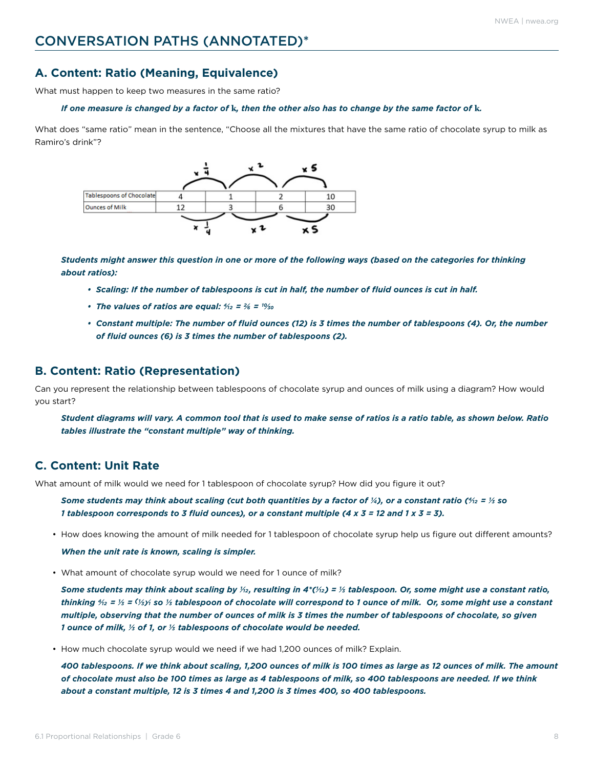## CONVERSATION PATHS (ANNOTATED)*

### A. Content: Ratio (Meaning, Equivalence)

What must happen to keep two measures in the same ratio?

***If one measure is changed by a factor of k, then the other also has to change by the same factor of k.***

What does "same ratio" mean in the sentence, "Choose all the mixtures that have the same ratio of chocolate syrup to milk as Ramiro's drink"?

| | × 1/4 | × 2 | × 5 | |
|---|---|---|---|---|
| Tablespoons of Chocolate | 4 | 1 | 2 | 10 |
| Ounces of Milk | 12 | 3 | 6 | 30 |
| | × 1/4 | × 2 | × 5 | |

***Students might answer this question in one or more of the following ways (based on the categories for thinking about ratios):***

- ***Scaling: If the number of tablespoons is cut in half, the number of fluid ounces is cut in half.***
- ***The values of ratios are equal: $\frac{4}{12} = \frac{2}{6} = \frac{10}{30}$***
- ***Constant multiple: The number of fluid ounces (12) is 3 times the number of tablespoons (4). Or, the number of fluid ounces (6) is 3 times the number of tablespoons (2).***

### B. Content: Ratio (Representation)

Can you represent the relationship between tablespoons of chocolate syrup and ounces of milk using a diagram? How would you start?

***Student diagrams will vary. A common tool that is used to make sense of ratios is a ratio table, as shown below. Ratio tables illustrate the "constant multiple" way of thinking.***

### C. Content: Unit Rate

What amount of milk would we need for 1 tablespoon of chocolate syrup? How did you figure it out?

***Some students may think about scaling (cut both quantities by a factor of $\frac{1}{4}$), or a constant ratio ($\frac{4}{12} = \frac{1}{3}$ so 1 tablespoon corresponds to 3 fluid ounces), or a constant multiple (4 x 3 = 12 and 1 x 3 = 3).***

- How does knowing the amount of milk needed for 1 tablespoon of chocolate syrup help us figure out different amounts?

  ***When the unit rate is known, scaling is simpler.***

- What amount of chocolate syrup would we need for 1 ounce of milk?

  ***Some students may think about scaling by $\frac{1}{12}$, resulting in $4 \cdot (\frac{1}{12}) = \frac{1}{3}$ tablespoon. Or, some might use a constant ratio, thinking $\frac{4}{12} = \frac{1}{3} = \frac{(1/3)}{1}$ so $\frac{1}{3}$ tablespoon of chocolate will correspond to 1 ounce of milk. Or, some might use a constant multiple, observing that the number of ounces of milk is 3 times the number of tablespoons of chocolate, so given 1 ounce of milk, $\frac{1}{3}$ of 1, or $\frac{1}{3}$ tablespoons of chocolate would be needed.***

- How much chocolate syrup would we need if we had 1,200 ounces of milk? Explain.

  ***400 tablespoons. If we think about scaling, 1,200 ounces of milk is 100 times as large as 12 ounces of milk. The amount of chocolate must also be 100 times as large as 4 tablespoons of milk, so 400 tablespoons are needed. If we think about a constant multiple, 12 is 3 times 4 and 1,200 is 3 times 400, so 400 tablespoons.***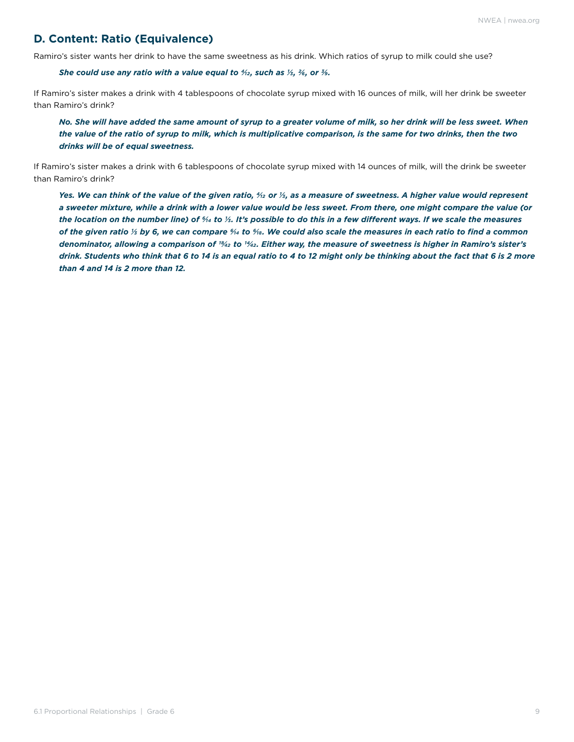## D. Content: Ratio (Equivalence)

Ramiro's sister wants her drink to have the same sweetness as his drink. Which ratios of syrup to milk could she use?

> ***She could use any ratio with a value equal to $\frac{4}{12}$, such as $\frac{1}{3}$, $\frac{2}{6}$, or $\frac{3}{9}$.***

If Ramiro's sister makes a drink with 4 tablespoons of chocolate syrup mixed with 16 ounces of milk, will her drink be sweeter than Ramiro's drink?

> ***No. She will have added the same amount of syrup to a greater volume of milk, so her drink will be less sweet. When the value of the ratio of syrup to milk, which is multiplicative comparison, is the same for two drinks, then the two drinks will be of equal sweetness.***

If Ramiro's sister makes a drink with 6 tablespoons of chocolate syrup mixed with 14 ounces of milk, will the drink be sweeter than Ramiro's drink?

> ***Yes. We can think of the value of the given ratio, $\frac{4}{12}$ or $\frac{1}{3}$, as a measure of sweetness. A higher value would represent a sweeter mixture, while a drink with a lower value would be less sweet. From there, one might compare the value (or the location on the number line) of $\frac{6}{14}$ to $\frac{1}{3}$. It's possible to do this in a few different ways. If we scale the measures of the given ratio $\frac{1}{3}$ by 6, we can compare $\frac{6}{14}$ to $\frac{6}{18}$. We could also scale the measures in each ratio to find a common denominator, allowing a comparison of $\frac{18}{42}$ to $\frac{14}{42}$. Either way, the measure of sweetness is higher in Ramiro's sister's drink. Students who think that 6 to 14 is an equal ratio to 4 to 12 might only be thinking about the fact that 6 is 2 more than 4 and 14 is 2 more than 12.***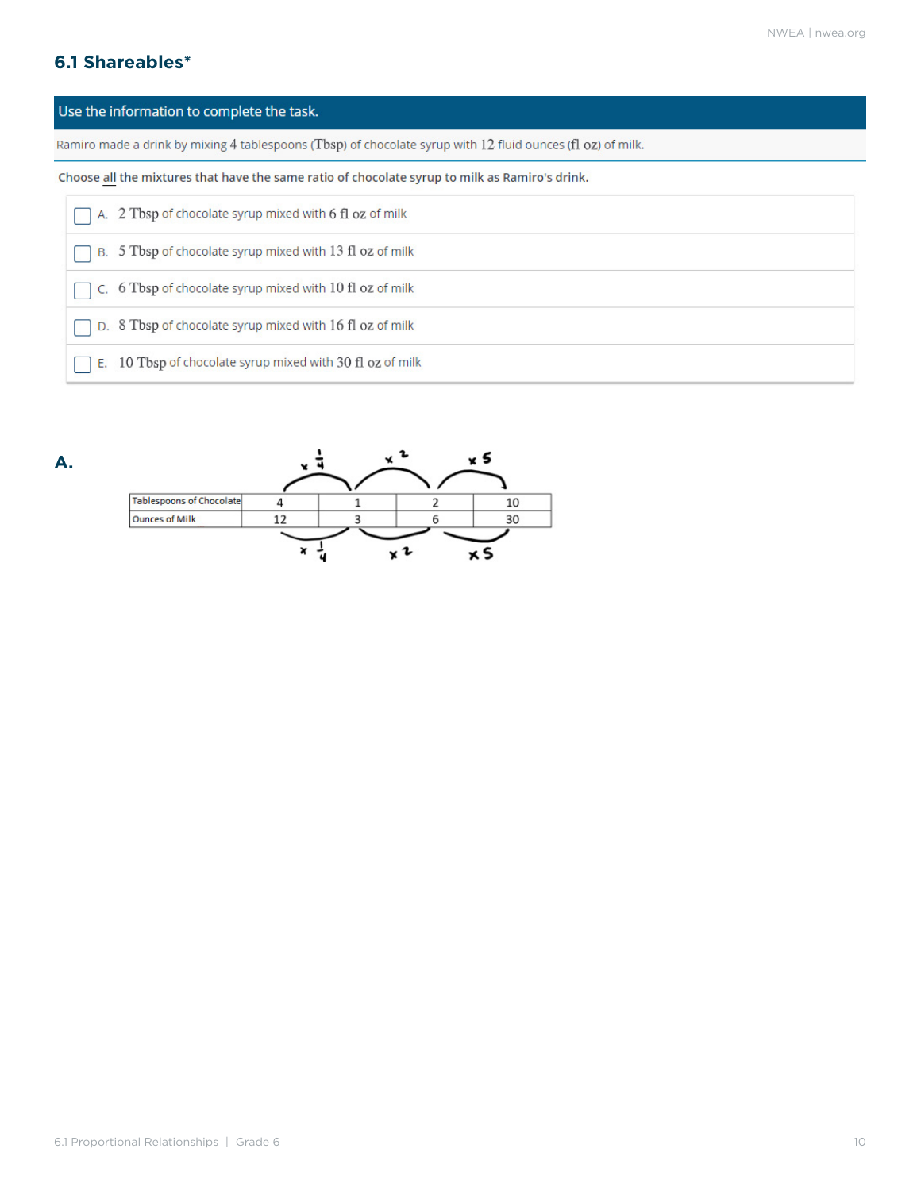## 6.1 Shareables*

**Use the information to complete the task.**

Ramiro made a drink by mixing 4 tablespoons (Tbsp) of chocolate syrup with 12 fluid ounces (fl oz) of milk.

**Choose all the mixtures that have the same ratio of chocolate syrup to milk as Ramiro's drink.**

- [ ] A. 2 Tbsp of chocolate syrup mixed with 6 fl oz of milk
- [ ] B. 5 Tbsp of chocolate syrup mixed with 13 fl oz of milk
- [ ] C. 6 Tbsp of chocolate syrup mixed with 10 fl oz of milk
- [ ] D. 8 Tbsp of chocolate syrup mixed with 16 fl oz of milk
- [ ] E. 10 Tbsp of chocolate syrup mixed with 30 fl oz of milk

**A.**

| | $\times \frac{1}{4}$ → | $\times 2$ → | $\times 5$ → | |
|---|---|---|---|---|
| Tablespoons of Chocolate | 4 | 1 | 2 | 10 |
| Ounces of Milk | 12 | 3 | 6 | 30 |
| | $\times \frac{1}{4}$ → | $\times 2$ → | $\times 5$ → | |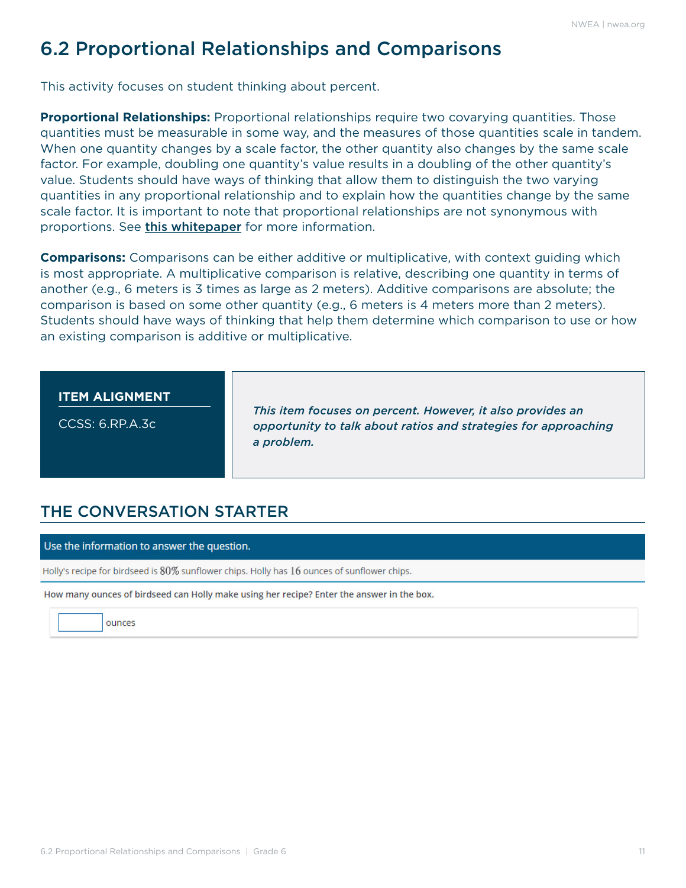# 6.2 Proportional Relationships and Comparisons

This activity focuses on student thinking about percent.

**Proportional Relationships:** Proportional relationships require two covarying quantities. Those quantities must be measurable in some way, and the measures of those quantities scale in tandem. When one quantity changes by a scale factor, the other quantity also changes by the same scale factor. For example, doubling one quantity's value results in a doubling of the other quantity's value. Students should have ways of thinking that allow them to distinguish the two varying quantities in any proportional relationship and to explain how the quantities change by the same scale factor. It is important to note that proportional relationships are not synonymous with proportions. See **this whitepaper** for more information.

**Comparisons:** Comparisons can be either additive or multiplicative, with context guiding which is most appropriate. A multiplicative comparison is relative, describing one quantity in terms of another (e.g., 6 meters is 3 times as large as 2 meters). Additive comparisons are absolute; the comparison is based on some other quantity (e.g., 6 meters is 4 meters more than 2 meters). Students should have ways of thinking that help them determine which comparison to use or how an existing comparison is additive or multiplicative.

**ITEM ALIGNMENT**

CCSS: 6.RP.A.3c

*This item focuses on percent. However, it also provides an opportunity to talk about ratios and strategies for approaching a problem.*

## THE CONVERSATION STARTER

Use the information to answer the question.

Holly's recipe for birdseed is $80\%$ sunflower chips. Holly has $16$ ounces of sunflower chips.

How many ounces of birdseed can Holly make using her recipe? Enter the answer in the box.

[ ] ounces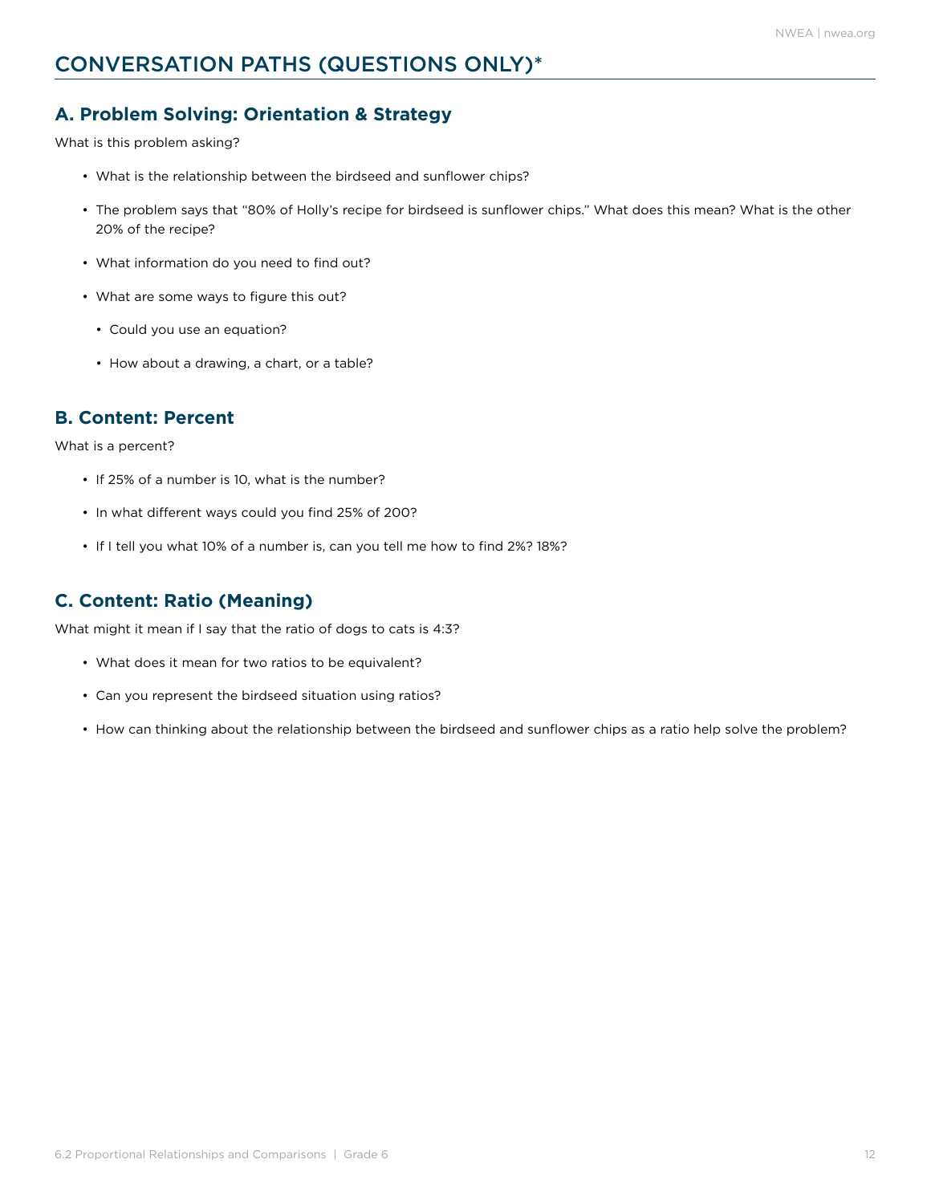# CONVERSATION PATHS (QUESTIONS ONLY)*

## A. Problem Solving: Orientation & Strategy

What is this problem asking?

- What is the relationship between the birdseed and sunflower chips?
- The problem says that "80% of Holly's recipe for birdseed is sunflower chips." What does this mean? What is the other 20% of the recipe?
- What information do you need to find out?
- What are some ways to figure this out?
  - Could you use an equation?
  - How about a drawing, a chart, or a table?

## B. Content: Percent

What is a percent?

- If 25% of a number is 10, what is the number?
- In what different ways could you find 25% of 200?
- If I tell you what 10% of a number is, can you tell me how to find 2%? 18%?

## C. Content: Ratio (Meaning)

What might it mean if I say that the ratio of dogs to cats is 4:3?

- What does it mean for two ratios to be equivalent?
- Can you represent the birdseed situation using ratios?
- How can thinking about the relationship between the birdseed and sunflower chips as a ratio help solve the problem?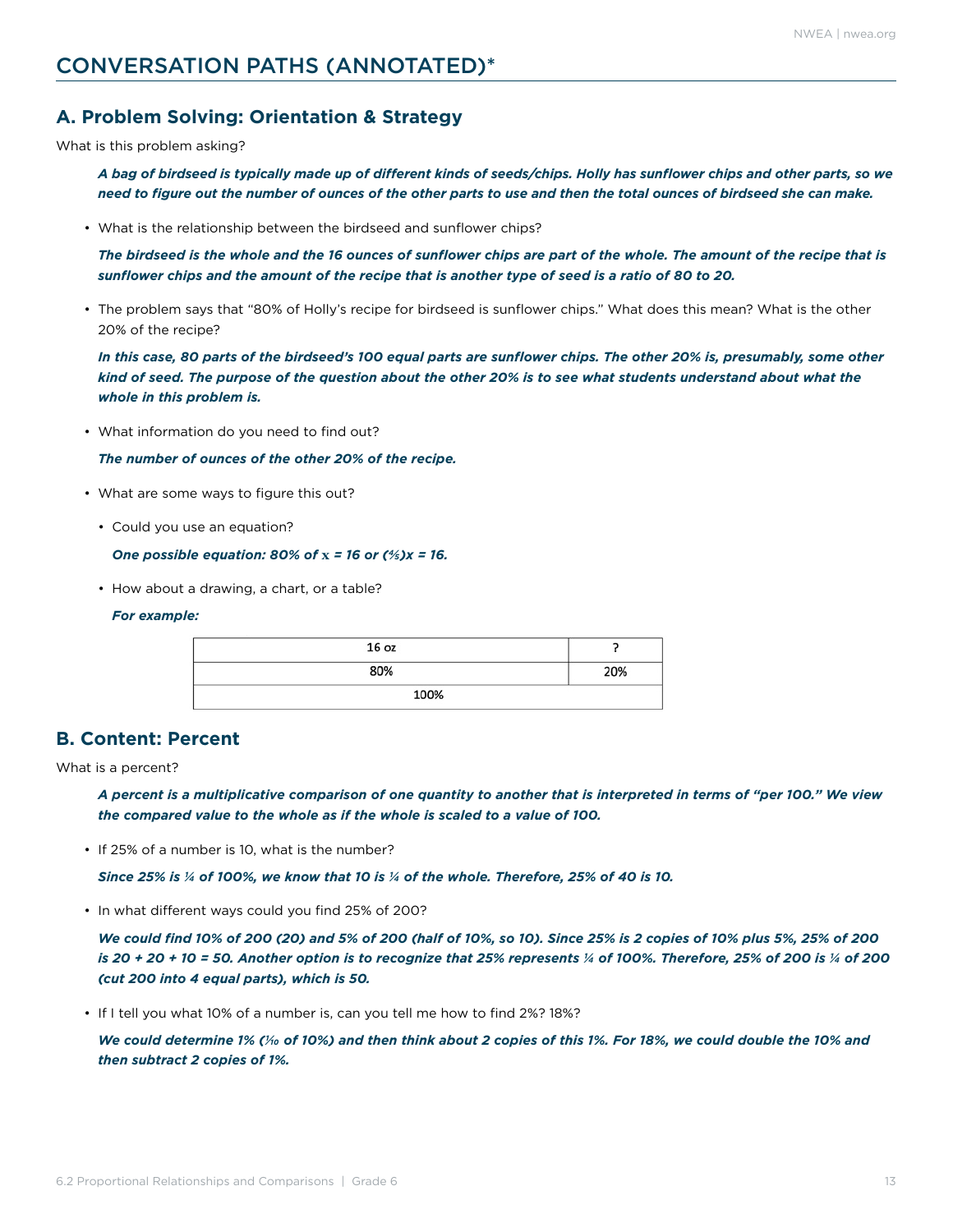# CONVERSATION PATHS (ANNOTATED)*

## A. Problem Solving: Orientation & Strategy

What is this problem asking?

> ***A bag of birdseed is typically made up of different kinds of seeds/chips. Holly has sunflower chips and other parts, so we need to figure out the number of ounces of the other parts to use and then the total ounces of birdseed she can make.***

- What is the relationship between the birdseed and sunflower chips?

  ***The birdseed is the whole and the 16 ounces of sunflower chips are part of the whole. The amount of the recipe that is sunflower chips and the amount of the recipe that is another type of seed is a ratio of 80 to 20.***

- The problem says that "80% of Holly's recipe for birdseed is sunflower chips." What does this mean? What is the other 20% of the recipe?

  ***In this case, 80 parts of the birdseed's 100 equal parts are sunflower chips. The other 20% is, presumably, some other kind of seed. The purpose of the question about the other 20% is to see what students understand about what the whole in this problem is.***

- What information do you need to find out?

  ***The number of ounces of the other 20% of the recipe.***

- What are some ways to figure this out?
  - Could you use an equation?

    ***One possible equation: 80% of $x = 16$ or $(\frac{4}{5})x = 16$.***

  - How about a drawing, a chart, or a table?

    ***For example:***

| 16 oz | ? |
|---|---|
| 80% | 20% |
| 100% | |

## B. Content: Percent

What is a percent?

> ***A percent is a multiplicative comparison of one quantity to another that is interpreted in terms of "per 100." We view the compared value to the whole as if the whole is scaled to a value of 100.***

- If 25% of a number is 10, what is the number?

  ***Since 25% is ¼ of 100%, we know that 10 is ¼ of the whole. Therefore, 25% of 40 is 10.***

- In what different ways could you find 25% of 200?

  ***We could find 10% of 200 (20) and 5% of 200 (half of 10%, so 10). Since 25% is 2 copies of 10% plus 5%, 25% of 200 is 20 + 20 + 10 = 50. Another option is to recognize that 25% represents ¼ of 100%. Therefore, 25% of 200 is ¼ of 200 (cut 200 into 4 equal parts), which is 50.***

- If I tell you what 10% of a number is, can you tell me how to find 2%? 18%?

  ***We could determine 1% ($\frac{1}{10}$ of 10%) and then think about 2 copies of this 1%. For 18%, we could double the 10% and then subtract 2 copies of 1%.***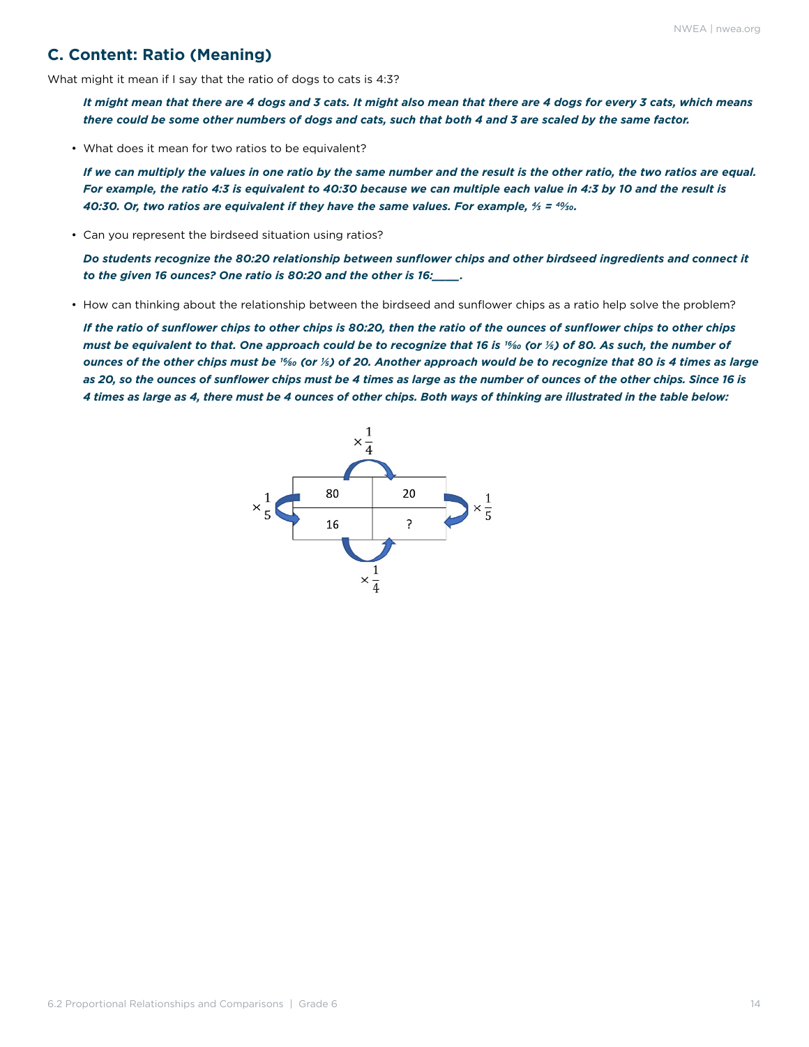## C. Content: Ratio (Meaning)

What might it mean if I say that the ratio of dogs to cats is 4:3?

***It might mean that there are 4 dogs and 3 cats. It might also mean that there are 4 dogs for every 3 cats, which means there could be some other numbers of dogs and cats, such that both 4 and 3 are scaled by the same factor.***

- What does it mean for two ratios to be equivalent?

  ***If we can multiply the values in one ratio by the same number and the result is the other ratio, the two ratios are equal. For example, the ratio 4:3 is equivalent to 40:30 because we can multiple each value in 4:3 by 10 and the result is 40:30. Or, two ratios are equivalent if they have the same values. For example, $\frac{4}{3} = \frac{40}{30}$.***

- Can you represent the birdseed situation using ratios?

  ***Do students recognize the 80:20 relationship between sunflower chips and other birdseed ingredients and connect it to the given 16 ounces? One ratio is 80:20 and the other is 16:\_\_\_\_\_.***

- How can thinking about the relationship between the birdseed and sunflower chips as a ratio help solve the problem?

  ***If the ratio of sunflower chips to other chips is 80:20, then the ratio of the ounces of sunflower chips to other chips must be equivalent to that. One approach could be to recognize that 16 is $\frac{16}{80}$ (or $\frac{1}{5}$) of 80. As such, the number of ounces of the other chips must be $\frac{16}{80}$ (or $\frac{1}{5}$) of 20. Another approach would be to recognize that 80 is 4 times as large as 20, so the ounces of sunflower chips must be 4 times as large as the number of ounces of the other chips. Since 16 is 4 times as large as 4, there must be 4 ounces of other chips. Both ways of thinking are illustrated in the table below:***

| 80 | 20 |
|---|---|
| 16 | ? |

(Top row: 80 → 20, $\times \frac{1}{4}$; Bottom row: 16 → ?, $\times \frac{1}{4}$; Left column: 80 → 16, $\times \frac{1}{5}$; Right column: 20 → ?, $\times \frac{1}{5}$)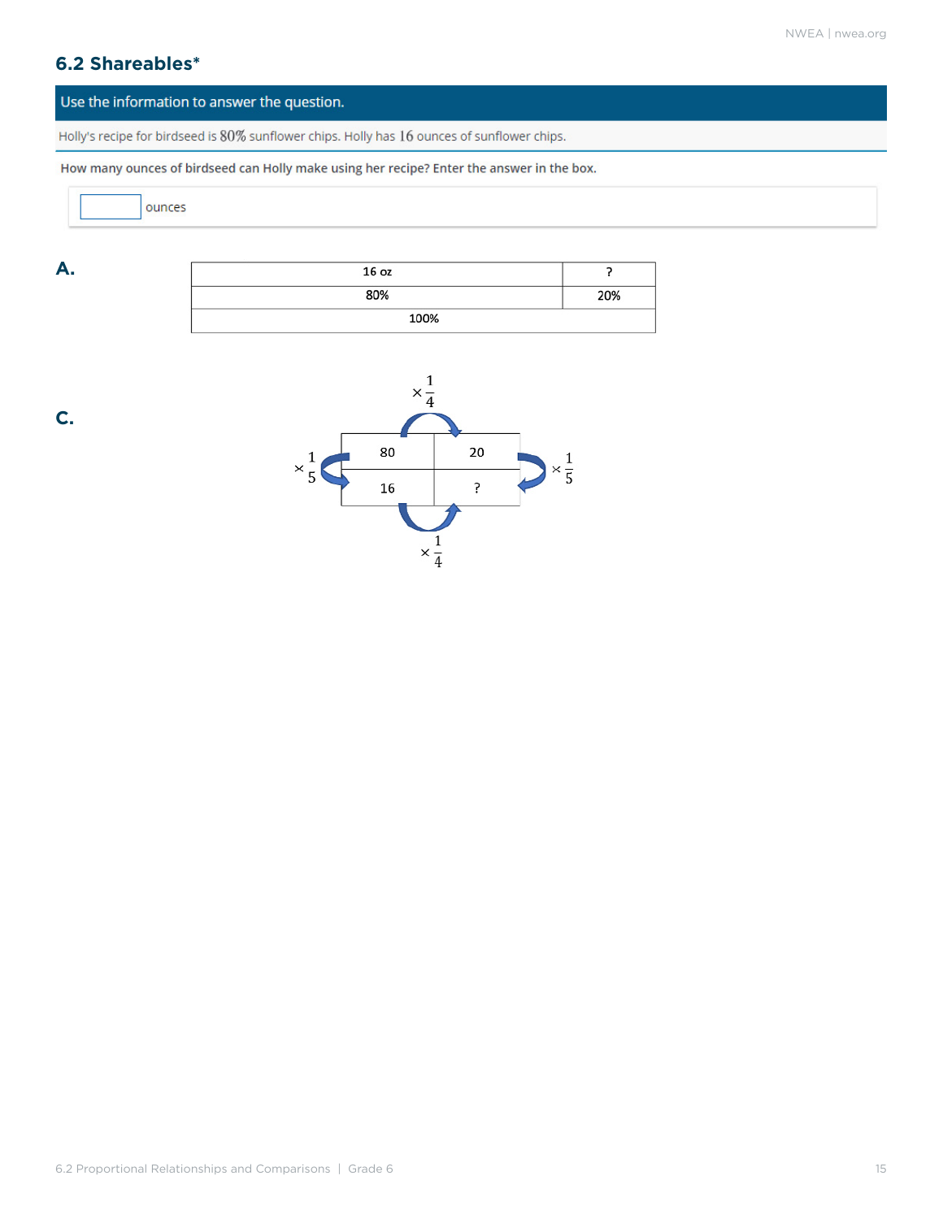## 6.2 Shareables*

**Use the information to answer the question.**

Holly's recipe for birdseed is 80% sunflower chips. Holly has 16 ounces of sunflower chips.

**How many ounces of birdseed can Holly make using her recipe? Enter the answer in the box.**

[ ] ounces

**A.**

| 16 oz | ? |
|---|---|
| 80% | 20% |
| 100% | |

**C.**

| 80 | 20 |
|---|---|
| 16 | ? |

$\times \frac{1}{4}$ (from 80 to 20)

$\times \frac{1}{4}$ (from 16 to ?)

$\times \frac{1}{5}$ (from 80 to 16)

$\times \frac{1}{5}$ (from 20 to ?)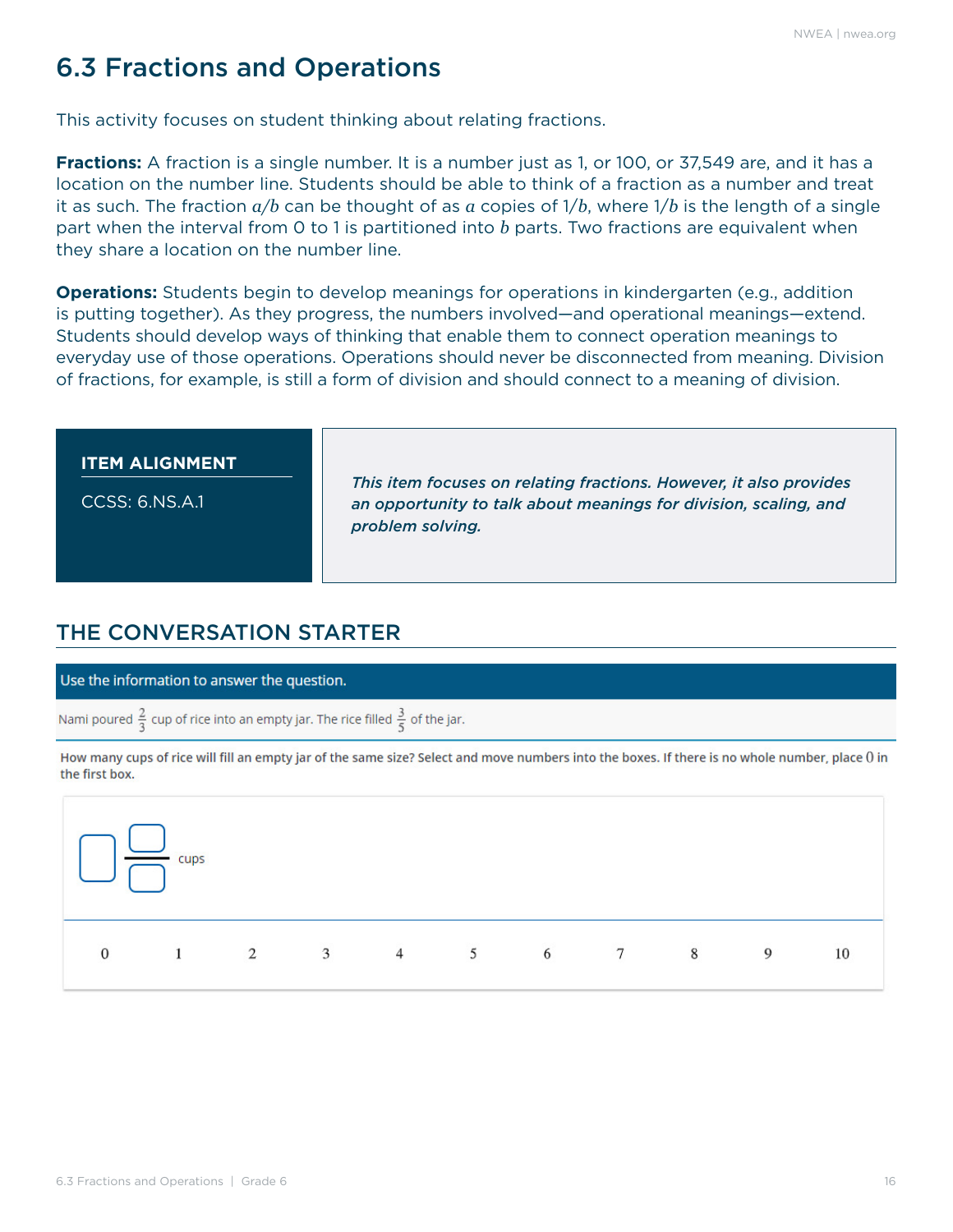# 6.3 Fractions and Operations

This activity focuses on student thinking about relating fractions.

**Fractions:** A fraction is a single number. It is a number just as 1, or 100, or 37,549 are, and it has a location on the number line. Students should be able to think of a fraction as a number and treat it as such. The fraction $a/b$ can be thought of as $a$ copies of $1/b$, where $1/b$ is the length of a single part when the interval from 0 to 1 is partitioned into $b$ parts. Two fractions are equivalent when they share a location on the number line.

**Operations:** Students begin to develop meanings for operations in kindergarten (e.g., addition is putting together). As they progress, the numbers involved—and operational meanings—extend. Students should develop ways of thinking that enable them to connect operation meanings to everyday use of those operations. Operations should never be disconnected from meaning. Division of fractions, for example, is still a form of division and should connect to a meaning of division.

**ITEM ALIGNMENT**

CCSS: 6.NS.A.1

***This item focuses on relating fractions. However, it also provides an opportunity to talk about meanings for division, scaling, and problem solving.***

## THE CONVERSATION STARTER

Use the information to answer the question.

Nami poured $\frac{2}{3}$ cup of rice into an empty jar. The rice filled $\frac{3}{5}$ of the jar.

How many cups of rice will fill an empty jar of the same size? Select and move numbers into the boxes. If there is no whole number, place 0 in the first box.

$\square \frac{\square}{\square}$ cups

0 1 2 3 4 5 6 7 8 9 10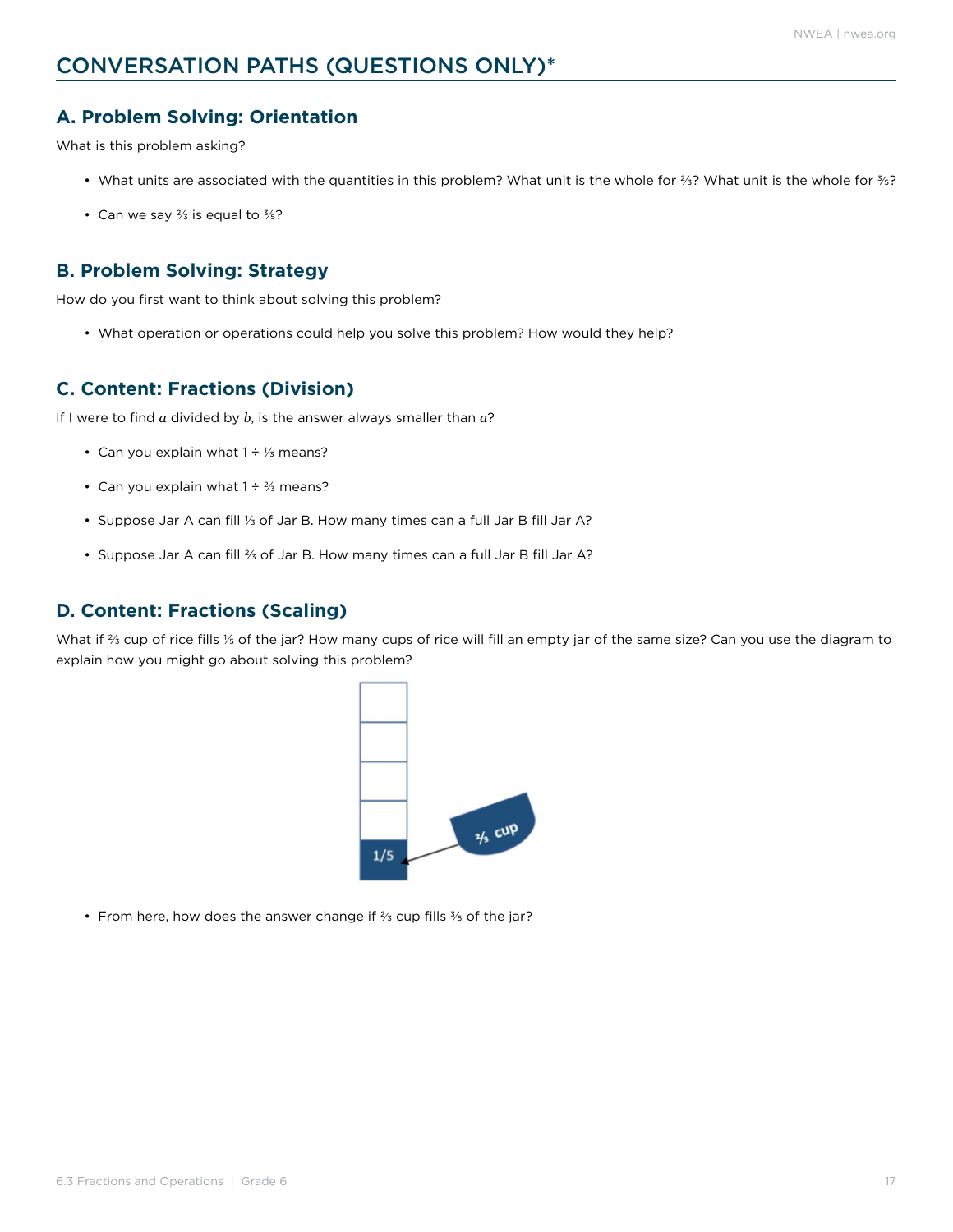# CONVERSATION PATHS (QUESTIONS ONLY)*

## A. Problem Solving: Orientation

What is this problem asking?

- What units are associated with the quantities in this problem? What unit is the whole for $\frac{2}{3}$? What unit is the whole for $\frac{3}{5}$?
- Can we say $\frac{2}{3}$ is equal to $\frac{3}{5}$?

## B. Problem Solving: Strategy

How do you first want to think about solving this problem?

- What operation or operations could help you solve this problem? How would they help?

## C. Content: Fractions (Division)

If I were to find $a$ divided by $b$, is the answer always smaller than $a$?

- Can you explain what $1 \div \frac{1}{3}$ means?
- Can you explain what $1 \div \frac{2}{3}$ means?
- Suppose Jar A can fill $\frac{1}{3}$ of Jar B. How many times can a full Jar B fill Jar A?
- Suppose Jar A can fill $\frac{2}{3}$ of Jar B. How many times can a full Jar B fill Jar A?

## D. Content: Fractions (Scaling)

What if $\frac{2}{3}$ cup of rice fills $\frac{1}{5}$ of the jar? How many cups of rice will fill an empty jar of the same size? Can you use the diagram to explain how you might go about solving this problem?

- From here, how does the answer change if $\frac{2}{3}$ cup fills $\frac{3}{5}$ of the jar?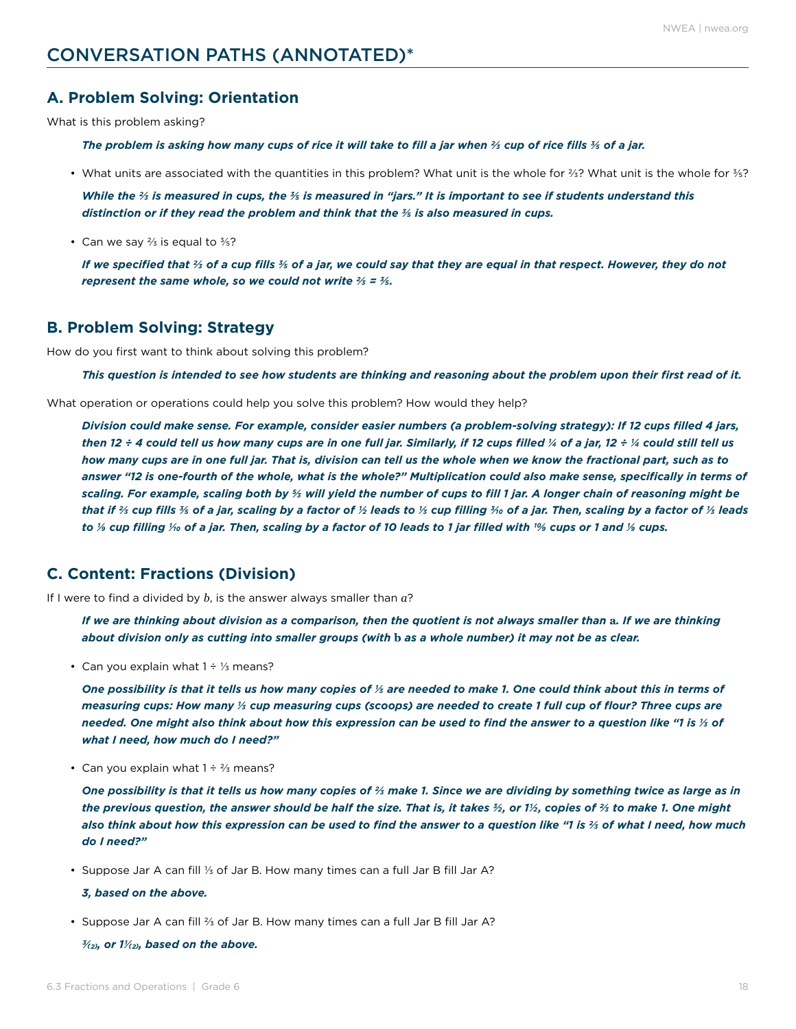## CONVERSATION PATHS (ANNOTATED)*

### A. Problem Solving: Orientation

What is this problem asking?

> ***The problem is asking how many cups of rice it will take to fill a jar when $\frac{2}{3}$ cup of rice fills $\frac{3}{5}$ of a jar.***

- What units are associated with the quantities in this problem? What unit is the whole for $\frac{2}{3}$? What unit is the whole for $\frac{3}{5}$?

  ***While the $\frac{2}{3}$ is measured in cups, the $\frac{3}{5}$ is measured in "jars." It is important to see if students understand this distinction or if they read the problem and think that the $\frac{3}{5}$ is also measured in cups.***

- Can we say $\frac{2}{3}$ is equal to $\frac{3}{5}$?

  ***If we specified that $\frac{2}{3}$ of a cup fills $\frac{3}{5}$ of a jar, we could say that they are equal in that respect. However, they do not represent the same whole, so we could not write $\frac{2}{3} = \frac{3}{5}$.***

### B. Problem Solving: Strategy

How do you first want to think about solving this problem?

> ***This question is intended to see how students are thinking and reasoning about the problem upon their first read of it.***

What operation or operations could help you solve this problem? How would they help?

***Division could make sense. For example, consider easier numbers (a problem-solving strategy): If 12 cups filled 4 jars, then 12 ÷ 4 could tell us how many cups are in one full jar. Similarly, if 12 cups filled $\frac{1}{4}$ of a jar, 12 ÷ $\frac{1}{4}$ could still tell us how many cups are in one full jar. That is, division can tell us the whole when we know the fractional part, such as to answer "12 is one-fourth of the whole, what is the whole?" Multiplication could also make sense, specifically in terms of scaling. For example, scaling both by $\frac{5}{3}$ will yield the number of cups to fill 1 jar. A longer chain of reasoning might be that if $\frac{2}{3}$ cup fills $\frac{3}{5}$ of a jar, scaling by a factor of $\frac{1}{2}$ leads to $\frac{1}{3}$ cup filling $\frac{3}{10}$ of a jar. Then, scaling by a factor of $\frac{1}{3}$ leads to $\frac{1}{9}$ cup filling $\frac{1}{10}$ of a jar. Then, scaling by a factor of 10 leads to 1 jar filled with $\frac{10}{9}$ cups or 1 and $\frac{1}{9}$ cups.***

### C. Content: Fractions (Division)

If I were to find $a$ divided by $b$, is the answer always smaller than $a$?

> ***If we are thinking about division as a comparison, then the quotient is not always smaller than $a$. If we are thinking about division only as cutting into smaller groups (with $b$ as a whole number) it may not be as clear.***

- Can you explain what 1 ÷ $\frac{1}{3}$ means?

  ***One possibility is that it tells us how many copies of $\frac{1}{3}$ are needed to make 1. One could think about this in terms of measuring cups: How many $\frac{1}{3}$ cup measuring cups (scoops) are needed to create 1 full cup of flour? Three cups are needed. One might also think about how this expression can be used to find the answer to a question like "1 is $\frac{1}{3}$ of what I need, how much do I need?"***

- Can you explain what 1 ÷ $\frac{2}{3}$ means?

  ***One possibility is that it tells us how many copies of $\frac{2}{3}$ make 1. Since we are dividing by something twice as large as in the previous question, the answer should be half the size. That is, it takes $\frac{3}{2}$, or $1\frac{1}{2}$, copies of $\frac{2}{3}$ to make 1. One might also think about how this expression can be used to find the answer to a question like "1 is $\frac{2}{3}$ of what I need, how much do I need?"***

- Suppose Jar A can fill $\frac{1}{3}$ of Jar B. How many times can a full Jar B fill Jar A?

  ***3, based on the above.***

- Suppose Jar A can fill $\frac{2}{3}$ of Jar B. How many times can a full Jar B fill Jar A?

  ***$\frac{3}{(2)}$, or $1\frac{1}{(2)}$, based on the above.***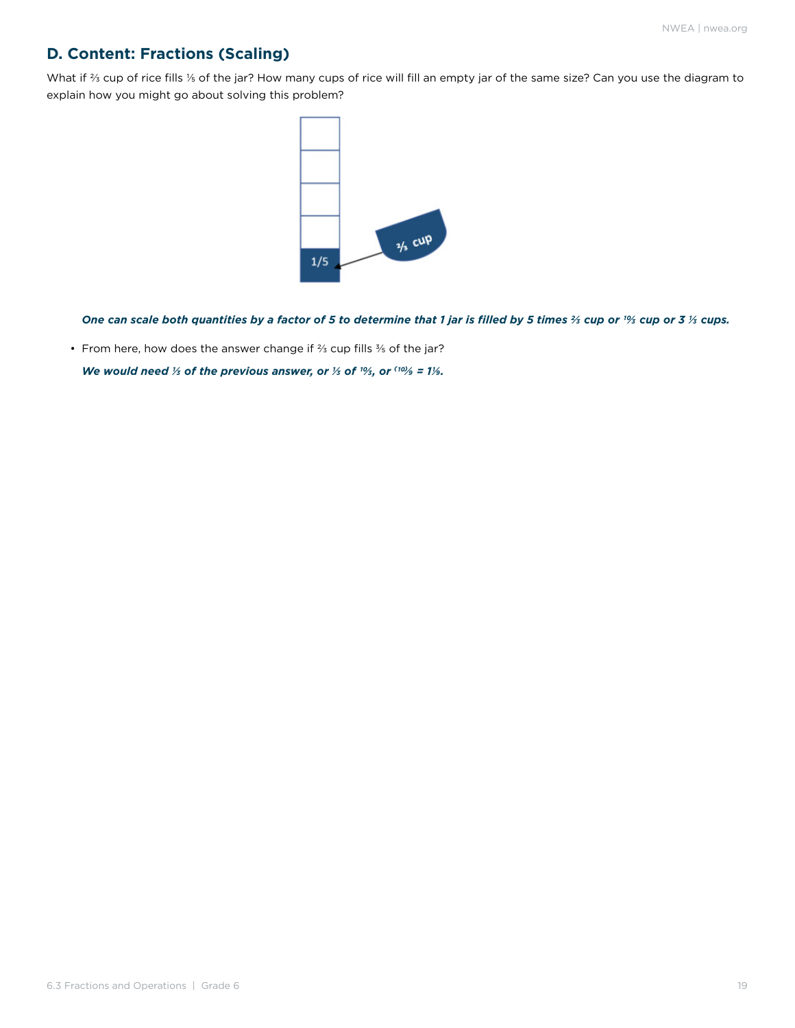## D. Content: Fractions (Scaling)

What if $\frac{2}{3}$ cup of rice fills $\frac{1}{5}$ of the jar? How many cups of rice will fill an empty jar of the same size? Can you use the diagram to explain how you might go about solving this problem?

***One can scale both quantities by a factor of 5 to determine that 1 jar is filled by 5 times $\frac{2}{3}$ cup or $\frac{10}{3}$ cup or $3\frac{1}{3}$ cups.***

- From here, how does the answer change if $\frac{2}{3}$ cup fills $\frac{3}{5}$ of the jar?

  ***We would need $\frac{1}{3}$ of the previous answer, or $\frac{1}{3}$ of $\frac{10}{3}$, or $\frac{(10)}{9} = 1\frac{1}{9}$.***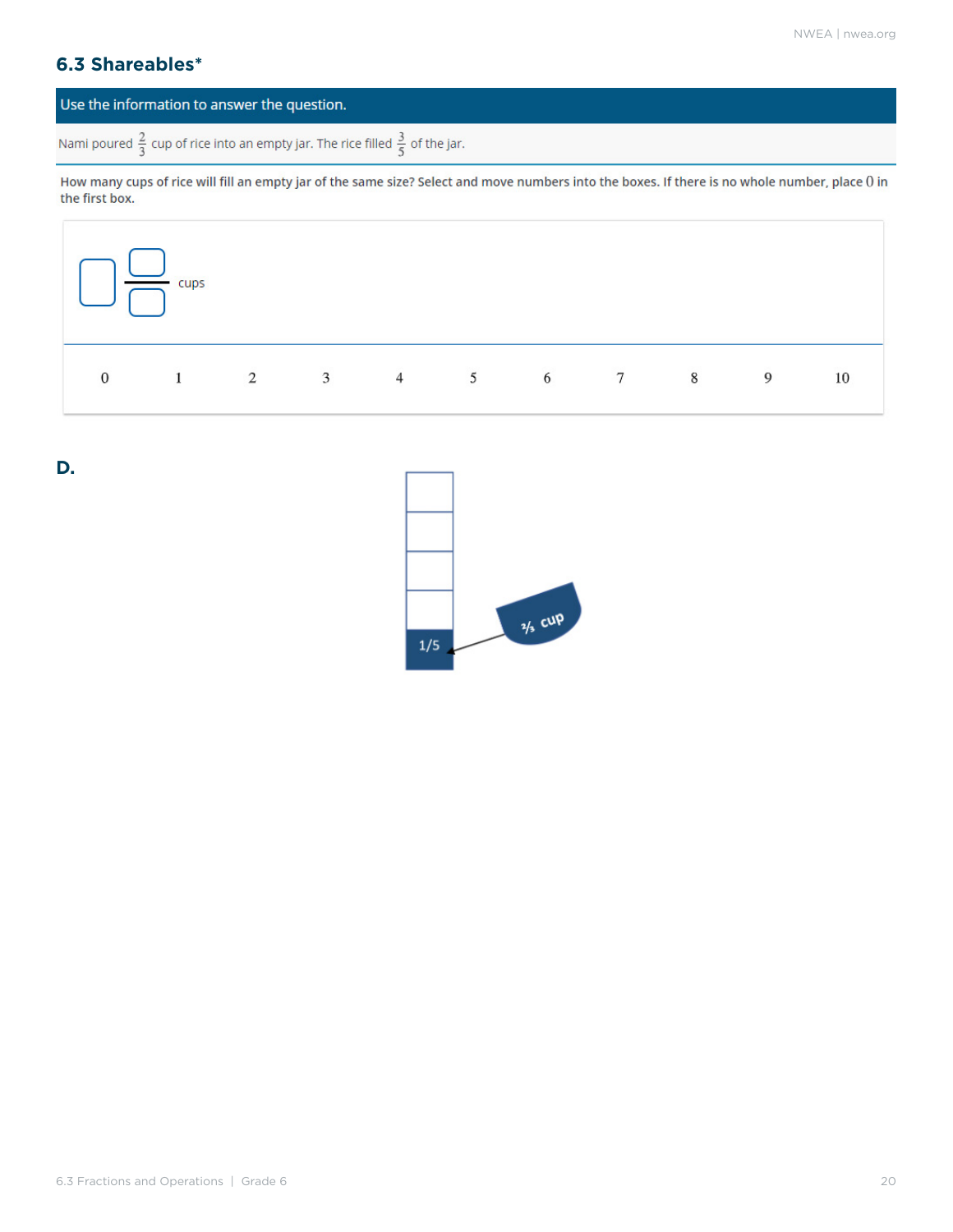## 6.3 Shareables*

**Use the information to answer the question.**

Nami poured $\frac{2}{3}$ cup of rice into an empty jar. The rice filled $\frac{3}{5}$ of the jar.

**How many cups of rice will fill an empty jar of the same size? Select and move numbers into the boxes. If there is no whole number, place 0 in the first box.**

☐ $\frac{☐}{☐}$ cups

0 1 2 3 4 5 6 7 8 9 10

**D.**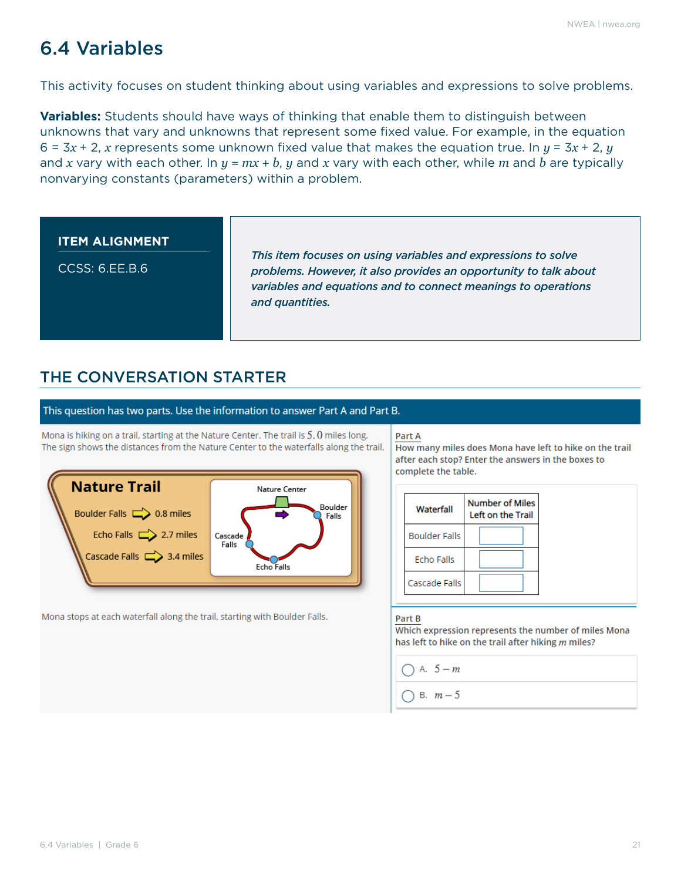# 6.4 Variables

This activity focuses on student thinking about using variables and expressions to solve problems.

**Variables:** Students should have ways of thinking that enable them to distinguish between unknowns that vary and unknowns that represent some fixed value. For example, in the equation $6 = 3x + 2$, $x$ represents some unknown fixed value that makes the equation true. In $y = 3x + 2$, $y$ and $x$ vary with each other. In $y = mx + b$, $y$ and $x$ vary with each other, while $m$ and $b$ are typically nonvarying constants (parameters) within a problem.

**ITEM ALIGNMENT**

CCSS: 6.EE.B.6

*This item focuses on using variables and expressions to solve problems. However, it also provides an opportunity to talk about variables and equations and to connect meanings to operations and quantities.*

## THE CONVERSATION STARTER

This question has two parts. Use the information to answer Part A and Part B.

Mona is hiking on a trail, starting at the Nature Center. The trail is $5.0$ miles long. The sign shows the distances from the Nature Center to the waterfalls along the trail.

**Nature Trail**

- Boulder Falls ⇨ 0.8 miles
- Echo Falls ⇨ 2.7 miles
- Cascade Falls ⇨ 3.4 miles

(Map labels: Nature Center, Boulder Falls, Echo Falls, Cascade Falls)

Mona stops at each waterfall along the trail, starting with Boulder Falls.

Part A

How many miles does Mona have left to hike on the trail after each stop? Enter the answers in the boxes to complete the table.

| Waterfall | Number of Miles Left on the Trail |
|---|---|
| Boulder Falls | |
| Echo Falls | |
| Cascade Falls | |

Part B

Which expression represents the number of miles Mona has left to hike on the trail after hiking $m$ miles?

- A. $5 - m$
- B. $m - 5$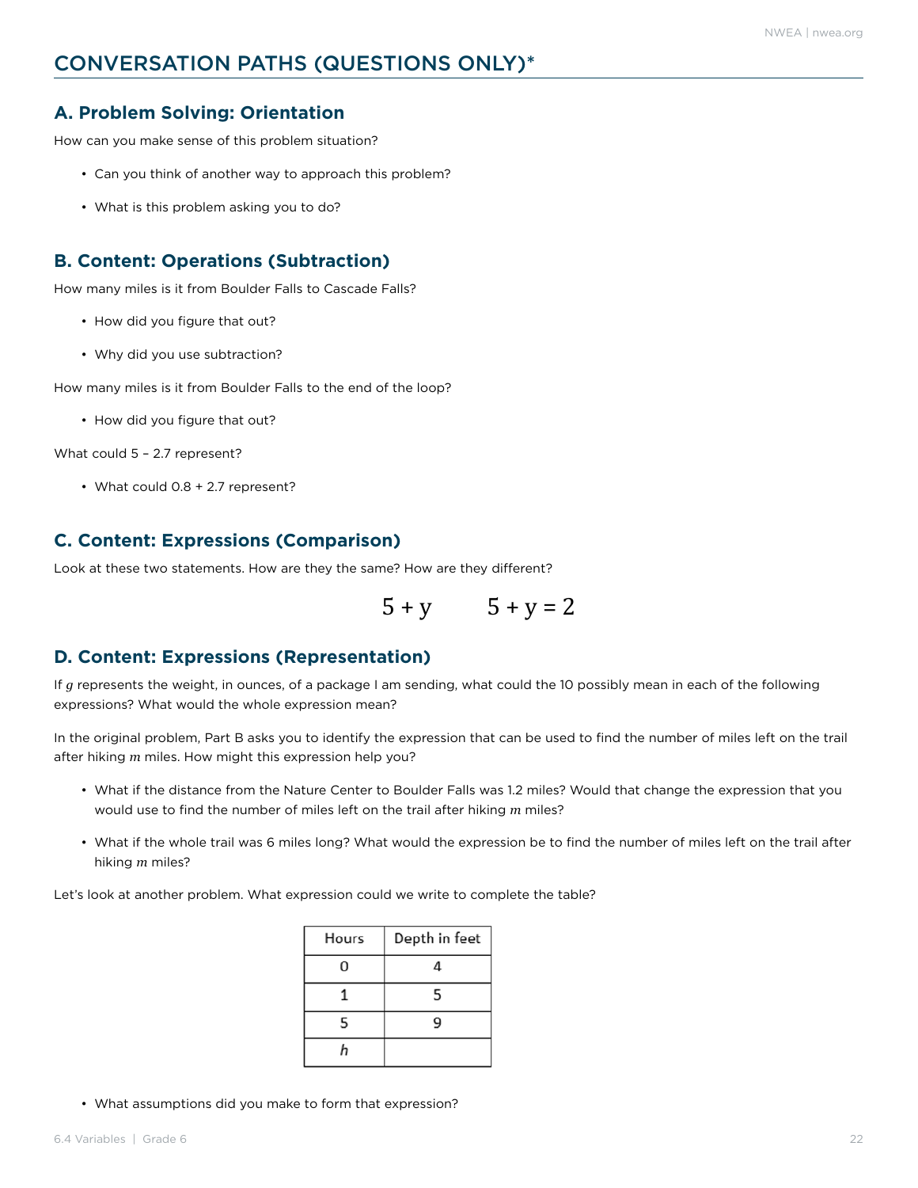## CONVERSATION PATHS (QUESTIONS ONLY)*

### A. Problem Solving: Orientation

How can you make sense of this problem situation?

- Can you think of another way to approach this problem?
- What is this problem asking you to do?

### B. Content: Operations (Subtraction)

How many miles is it from Boulder Falls to Cascade Falls?

- How did you figure that out?
- Why did you use subtraction?

How many miles is it from Boulder Falls to the end of the loop?

- How did you figure that out?

What could 5 – 2.7 represent?

- What could 0.8 + 2.7 represent?

### C. Content: Expressions (Comparison)

Look at these two statements. How are they the same? How are they different?

$$5 + y \qquad 5 + y = 2$$

### D. Content: Expressions (Representation)

If $g$ represents the weight, in ounces, of a package I am sending, what could the 10 possibly mean in each of the following expressions? What would the whole expression mean?

In the original problem, Part B asks you to identify the expression that can be used to find the number of miles left on the trail after hiking $m$ miles. How might this expression help you?

- What if the distance from the Nature Center to Boulder Falls was 1.2 miles? Would that change the expression that you would use to find the number of miles left on the trail after hiking $m$ miles?
- What if the whole trail was 6 miles long? What would the expression be to find the number of miles left on the trail after hiking $m$ miles?

Let's look at another problem. What expression could we write to complete the table?

| Hours | Depth in feet |
|---|---|
| 0 | 4 |
| 1 | 5 |
| 5 | 9 |
| $h$ | |

- What assumptions did you make to form that expression?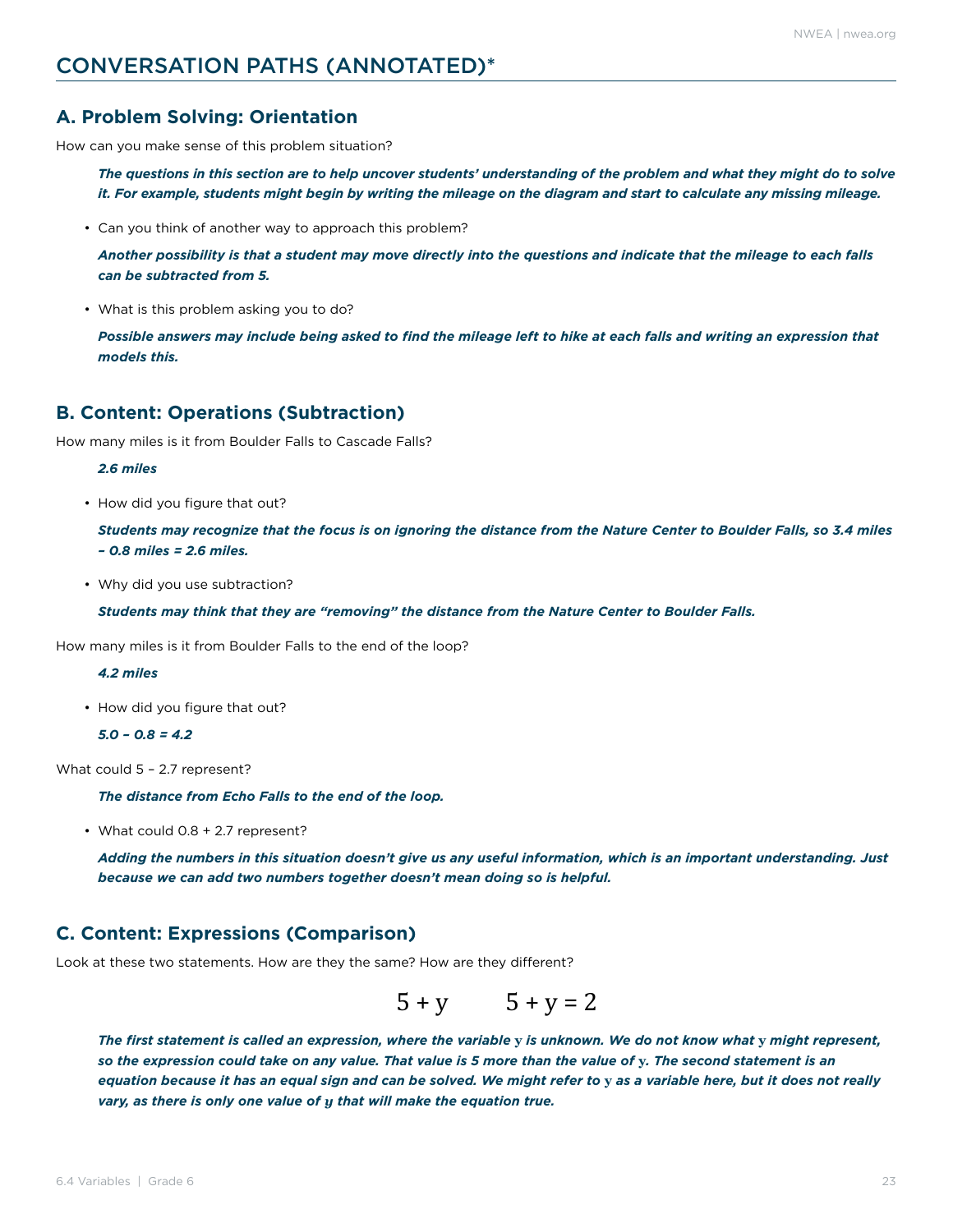# CONVERSATION PATHS (ANNOTATED)*

## A. Problem Solving: Orientation

How can you make sense of this problem situation?

> ***The questions in this section are to help uncover students' understanding of the problem and what they might do to solve it. For example, students might begin by writing the mileage on the diagram and start to calculate any missing mileage.***

- Can you think of another way to approach this problem?

  ***Another possibility is that a student may move directly into the questions and indicate that the mileage to each falls can be subtracted from 5.***

- What is this problem asking you to do?

  ***Possible answers may include being asked to find the mileage left to hike at each falls and writing an expression that models this.***

## B. Content: Operations (Subtraction)

How many miles is it from Boulder Falls to Cascade Falls?

> ***2.6 miles***

- How did you figure that out?

  ***Students may recognize that the focus is on ignoring the distance from the Nature Center to Boulder Falls, so 3.4 miles – 0.8 miles = 2.6 miles.***

- Why did you use subtraction?

  ***Students may think that they are "removing" the distance from the Nature Center to Boulder Falls.***

How many miles is it from Boulder Falls to the end of the loop?

> ***4.2 miles***

- How did you figure that out?

  ***5.0 – 0.8 = 4.2***

What could 5 – 2.7 represent?

> ***The distance from Echo Falls to the end of the loop.***

- What could 0.8 + 2.7 represent?

  ***Adding the numbers in this situation doesn't give us any useful information, which is an important understanding. Just because we can add two numbers together doesn't mean doing so is helpful.***

## C. Content: Expressions (Comparison)

Look at these two statements. How are they the same? How are they different?

$$5 + y \qquad 5 + y = 2$$

***The first statement is called an expression, where the variable $y$ is unknown. We do not know what $y$ might represent, so the expression could take on any value. That value is 5 more than the value of $y$. The second statement is an equation because it has an equal sign and can be solved. We might refer to $y$ as a variable here, but it does not really vary, as there is only one value of $y$ that will make the equation true.***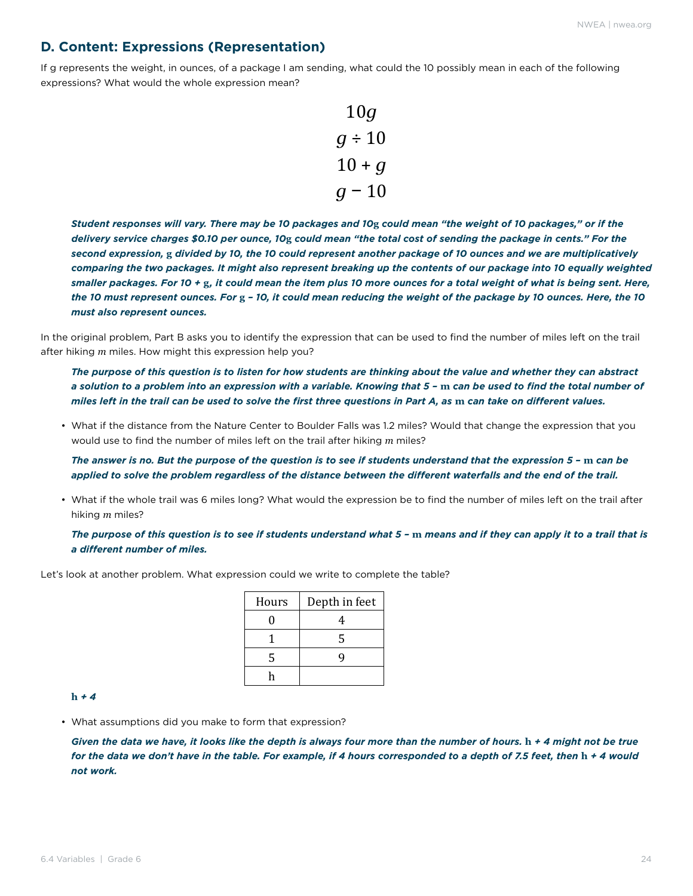## D. Content: Expressions (Representation)

If g represents the weight, in ounces, of a package I am sending, what could the 10 possibly mean in each of the following expressions? What would the whole expression mean?

$$10g$$
$$g \div 10$$
$$10 + g$$
$$g - 10$$

***Student responses will vary. There may be 10 packages and 10g could mean "the weight of 10 packages," or if the delivery service charges $0.10 per ounce, 10g could mean "the total cost of sending the package in cents." For the second expression, g divided by 10, the 10 could represent another package of 10 ounces and we are multiplicatively comparing the two packages. It might also represent breaking up the contents of our package into 10 equally weighted smaller packages. For 10 + g, it could mean the item plus 10 more ounces for a total weight of what is being sent. Here, the 10 must represent ounces. For g – 10, it could mean reducing the weight of the package by 10 ounces. Here, the 10 must also represent ounces.***

In the original problem, Part B asks you to identify the expression that can be used to find the number of miles left on the trail after hiking $m$ miles. How might this expression help you?

***The purpose of this question is to listen for how students are thinking about the value and whether they can abstract a solution to a problem into an expression with a variable. Knowing that 5 – m can be used to find the total number of miles left in the trail can be used to solve the first three questions in Part A, as m can take on different values.***

- What if the distance from the Nature Center to Boulder Falls was 1.2 miles? Would that change the expression that you would use to find the number of miles left on the trail after hiking $m$ miles?

  ***The answer is no. But the purpose of the question is to see if students understand that the expression 5 – m can be applied to solve the problem regardless of the distance between the different waterfalls and the end of the trail.***

- What if the whole trail was 6 miles long? What would the expression be to find the number of miles left on the trail after hiking $m$ miles?

  ***The purpose of this question is to see if students understand what 5 – m means and if they can apply it to a trail that is a different number of miles.***

Let's look at another problem. What expression could we write to complete the table?

| Hours | Depth in feet |
|---|---|
| 0 | 4 |
| 1 | 5 |
| 5 | 9 |
| h | |

***h + 4***

- What assumptions did you make to form that expression?

  ***Given the data we have, it looks like the depth is always four more than the number of hours. h + 4 might not be true for the data we don't have in the table. For example, if 4 hours corresponded to a depth of 7.5 feet, then h + 4 would not work.***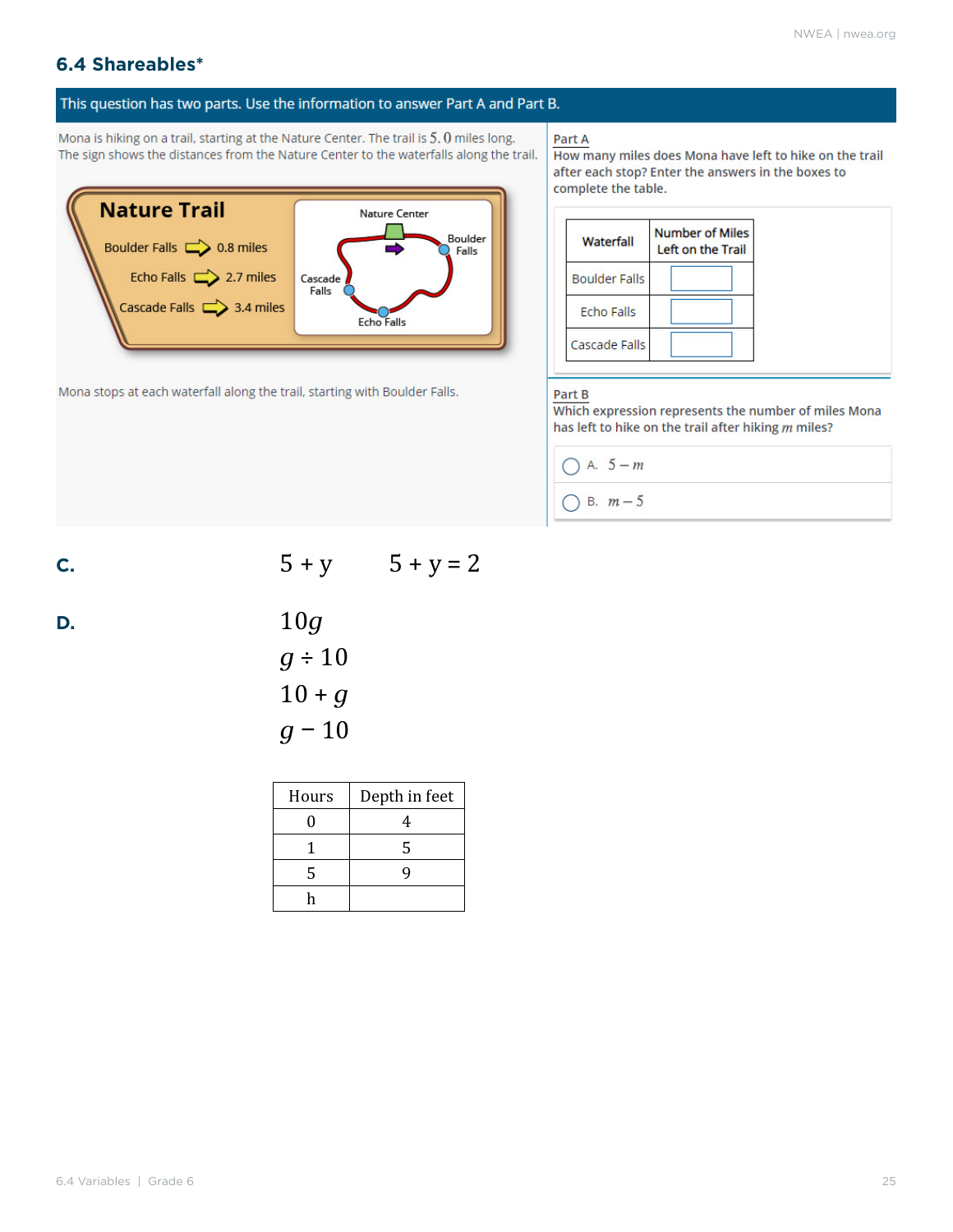## 6.4 Shareables*

This question has two parts. Use the information to answer Part A and Part B.

Mona is hiking on a trail, starting at the Nature Center. The trail is $5.0$ miles long. The sign shows the distances from the Nature Center to the waterfalls along the trail.

**Nature Trail**

- Boulder Falls ⇨ 0.8 miles
- Echo Falls ⇨ 2.7 miles
- Cascade Falls ⇨ 3.4 miles

(Map labels: Nature Center, Boulder Falls, Cascade Falls, Echo Falls)

Mona stops at each waterfall along the trail, starting with Boulder Falls.

Part A

How many miles does Mona have left to hike on the trail after each stop? Enter the answers in the boxes to complete the table.

| Waterfall | Number of Miles Left on the Trail |
|---|---|
| Boulder Falls | |
| Echo Falls | |
| Cascade Falls | |

Part B

Which expression represents the number of miles Mona has left to hike on the trail after hiking $m$ miles?

A. $5 - m$

B. $m - 5$

**C.**

$5 + y$ $\quad$ $5 + y = 2$

**D.**

$10g$

$g \div 10$

$10 + g$

$g - 10$

| Hours | Depth in feet |
|---|---|
| 0 | 4 |
| 1 | 5 |
| 5 | 9 |
| h | |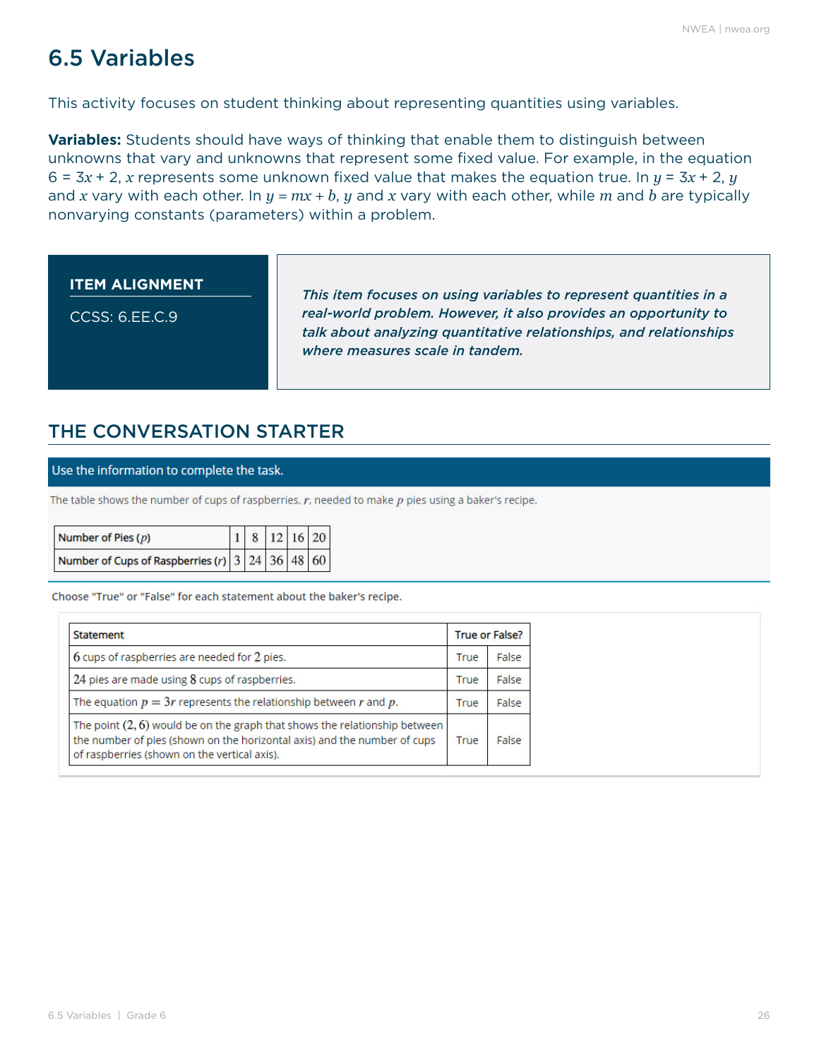# 6.5 Variables

This activity focuses on student thinking about representing quantities using variables.

**Variables:** Students should have ways of thinking that enable them to distinguish between unknowns that vary and unknowns that represent some fixed value. For example, in the equation $6 = 3x + 2$, $x$ represents some unknown fixed value that makes the equation true. In $y = 3x + 2$, $y$ and $x$ vary with each other. In $y = mx + b$, $y$ and $x$ vary with each other, while $m$ and $b$ are typically nonvarying constants (parameters) within a problem.

**ITEM ALIGNMENT**

CCSS: 6.EE.C.9

*This item focuses on using variables to represent quantities in a real-world problem. However, it also provides an opportunity to talk about analyzing quantitative relationships, and relationships where measures scale in tandem.*

## THE CONVERSATION STARTER

**Use the information to complete the task.**

The table shows the number of cups of raspberries, $r$, needed to make $p$ pies using a baker's recipe.

| Number of Pies ($p$) | 1 | 8 | 12 | 16 | 20 |
|---|---|---|---|---|---|
| Number of Cups of Raspberries ($r$) | 3 | 24 | 36 | 48 | 60 |

Choose "True" or "False" for each statement about the baker's recipe.

| Statement | True or False? | |
|---|---|---|
| 6 cups of raspberries are needed for 2 pies. | True | False |
| 24 pies are made using 8 cups of raspberries. | True | False |
| The equation $p = 3r$ represents the relationship between $r$ and $p$. | True | False |
| The point $(2, 6)$ would be on the graph that shows the relationship between the number of pies (shown on the horizontal axis) and the number of cups of raspberries (shown on the vertical axis). | True | False |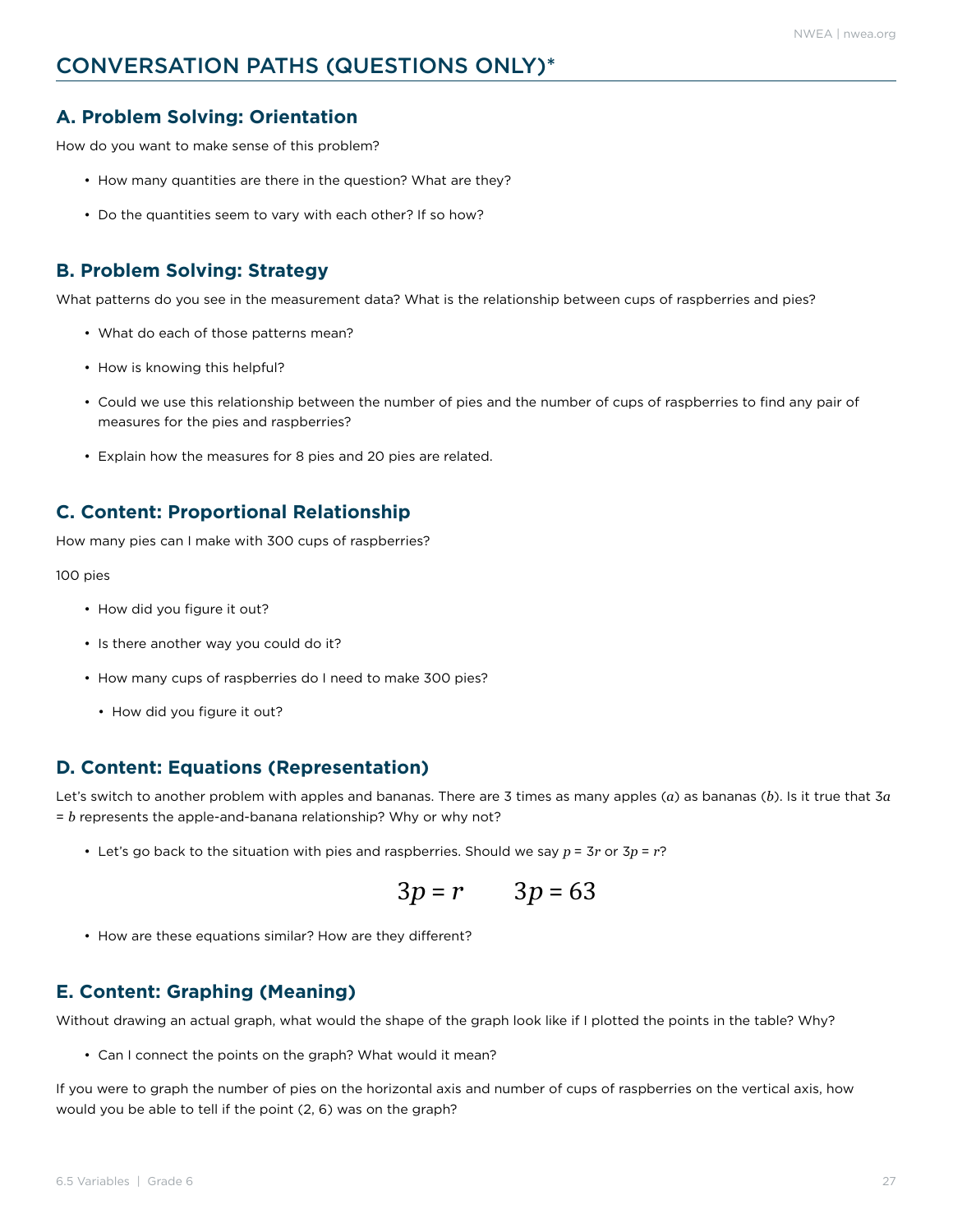## CONVERSATION PATHS (QUESTIONS ONLY)*

### A. Problem Solving: Orientation

How do you want to make sense of this problem?

- How many quantities are there in the question? What are they?
- Do the quantities seem to vary with each other? If so how?

### B. Problem Solving: Strategy

What patterns do you see in the measurement data? What is the relationship between cups of raspberries and pies?

- What do each of those patterns mean?
- How is knowing this helpful?
- Could we use this relationship between the number of pies and the number of cups of raspberries to find any pair of measures for the pies and raspberries?
- Explain how the measures for 8 pies and 20 pies are related.

### C. Content: Proportional Relationship

How many pies can I make with 300 cups of raspberries?

100 pies

- How did you figure it out?
- Is there another way you could do it?
- How many cups of raspberries do I need to make 300 pies?
  - How did you figure it out?

### D. Content: Equations (Representation)

Let's switch to another problem with apples and bananas. There are 3 times as many apples ($a$) as bananas ($b$). Is it true that $3a = b$ represents the apple-and-banana relationship? Why or why not?

- Let's go back to the situation with pies and raspberries. Should we say $p = 3r$ or $3p = r$?

$$3p = r \qquad 3p = 63$$

- How are these equations similar? How are they different?

### E. Content: Graphing (Meaning)

Without drawing an actual graph, what would the shape of the graph look like if I plotted the points in the table? Why?

- Can I connect the points on the graph? What would it mean?

If you were to graph the number of pies on the horizontal axis and number of cups of raspberries on the vertical axis, how would you be able to tell if the point (2, 6) was on the graph?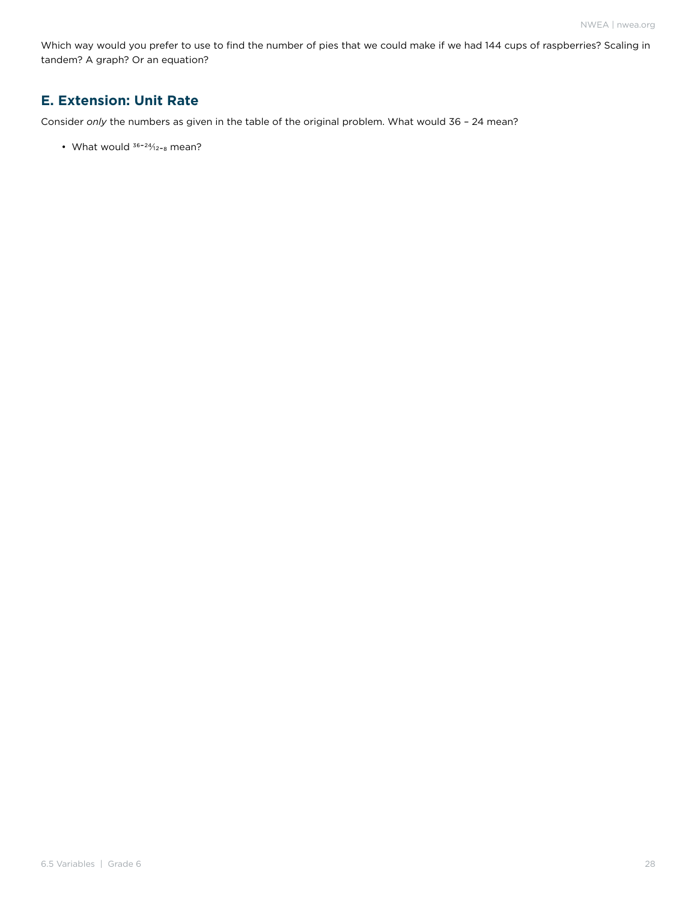Which way would you prefer to use to find the number of pies that we could make if we had 144 cups of raspberries? Scaling in tandem? A graph? Or an equation?

## E. Extension: Unit Rate

Consider *only* the numbers as given in the table of the original problem. What would 36 – 24 mean?

- What would $\frac{36-24}{12-8}$ mean?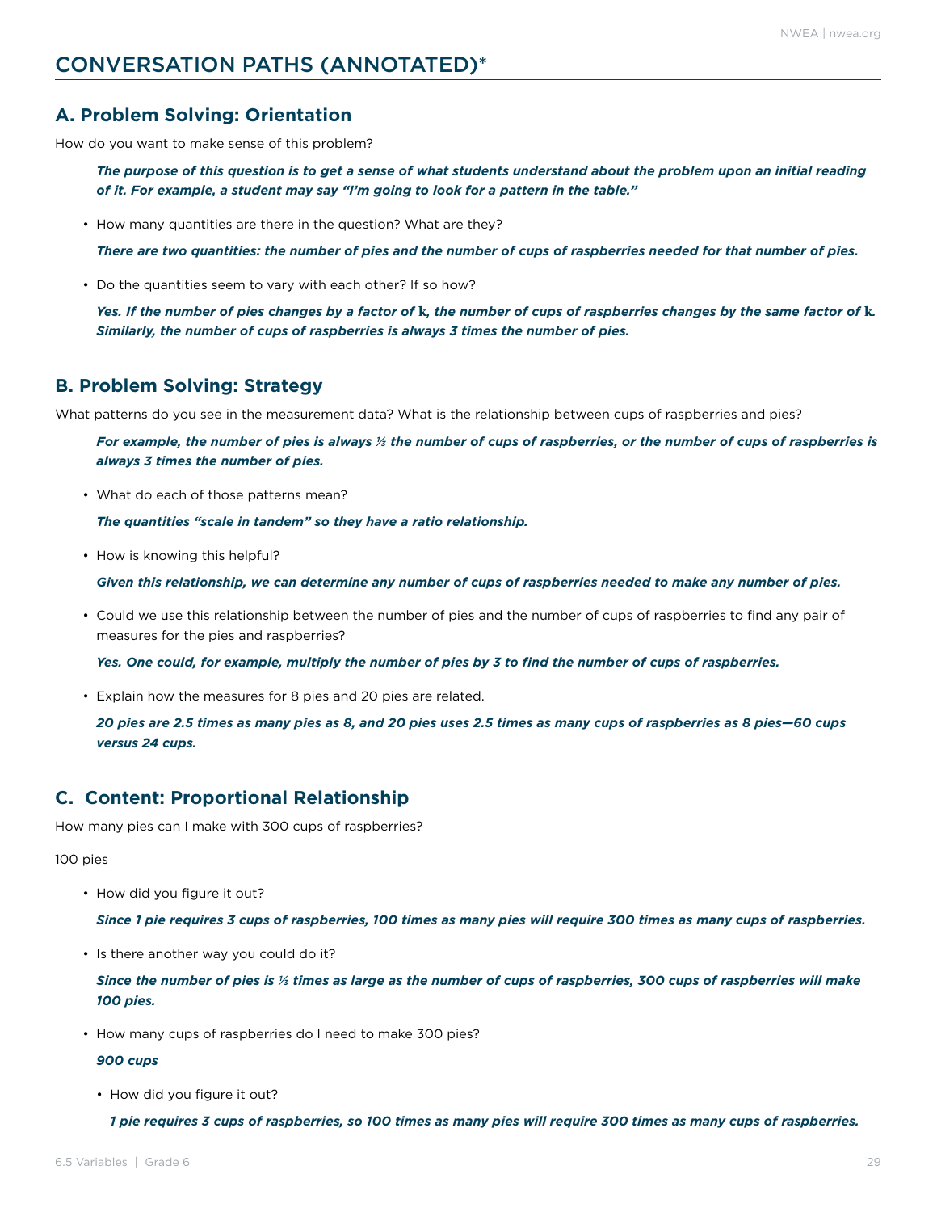## CONVERSATION PATHS (ANNOTATED)*

### A. Problem Solving: Orientation

How do you want to make sense of this problem?

> ***The purpose of this question is to get a sense of what students understand about the problem upon an initial reading of it. For example, a student may say "I'm going to look for a pattern in the table."***

- How many quantities are there in the question? What are they?

  ***There are two quantities: the number of pies and the number of cups of raspberries needed for that number of pies.***

- Do the quantities seem to vary with each other? If so how?

  ***Yes. If the number of pies changes by a factor of $k$, the number of cups of raspberries changes by the same factor of $k$. Similarly, the number of cups of raspberries is always 3 times the number of pies.***

### B. Problem Solving: Strategy

What patterns do you see in the measurement data? What is the relationship between cups of raspberries and pies?

> ***For example, the number of pies is always ⅓ the number of cups of raspberries, or the number of cups of raspberries is always 3 times the number of pies.***

- What do each of those patterns mean?

  ***The quantities "scale in tandem" so they have a ratio relationship.***

- How is knowing this helpful?

  ***Given this relationship, we can determine any number of cups of raspberries needed to make any number of pies.***

- Could we use this relationship between the number of pies and the number of cups of raspberries to find any pair of measures for the pies and raspberries?

  ***Yes. One could, for example, multiply the number of pies by 3 to find the number of cups of raspberries.***

- Explain how the measures for 8 pies and 20 pies are related.

  ***20 pies are 2.5 times as many pies as 8, and 20 pies uses 2.5 times as many cups of raspberries as 8 pies—60 cups versus 24 cups.***

### C. Content: Proportional Relationship

How many pies can I make with 300 cups of raspberries?

100 pies

- How did you figure it out?

  ***Since 1 pie requires 3 cups of raspberries, 100 times as many pies will require 300 times as many cups of raspberries.***

- Is there another way you could do it?

  ***Since the number of pies is ⅓ times as large as the number of cups of raspberries, 300 cups of raspberries will make 100 pies.***

- How many cups of raspberries do I need to make 300 pies?

  ***900 cups***

  - How did you figure it out?

    ***1 pie requires 3 cups of raspberries, so 100 times as many pies will require 300 times as many cups of raspberries.***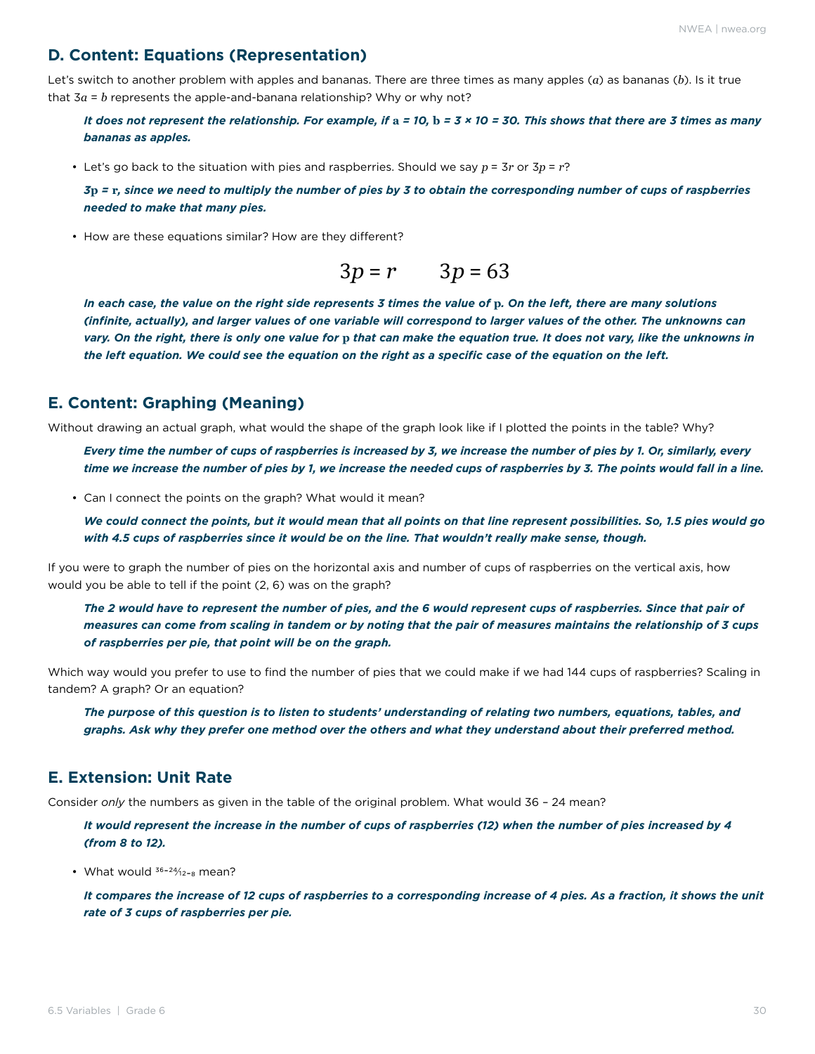## D. Content: Equations (Representation)

Let's switch to another problem with apples and bananas. There are three times as many apples ($a$) as bananas ($b$). Is it true that $3a = b$ represents the apple-and-banana relationship? Why or why not?

***It does not represent the relationship. For example, if $a = 10$, $b = 3 \times 10 = 30$. This shows that there are 3 times as many bananas as apples.***

- Let's go back to the situation with pies and raspberries. Should we say $p = 3r$ or $3p = r$?

  ***$3p = r$, since we need to multiply the number of pies by 3 to obtain the corresponding number of cups of raspberries needed to make that many pies.***

- How are these equations similar? How are they different?

$$3p = r \qquad 3p = 63$$

***In each case, the value on the right side represents 3 times the value of $p$. On the left, there are many solutions (infinite, actually), and larger values of one variable will correspond to larger values of the other. The unknowns can vary. On the right, there is only one value for $p$ that can make the equation true. It does not vary, like the unknowns in the left equation. We could see the equation on the right as a specific case of the equation on the left.***

## E. Content: Graphing (Meaning)

Without drawing an actual graph, what would the shape of the graph look like if I plotted the points in the table? Why?

***Every time the number of cups of raspberries is increased by 3, we increase the number of pies by 1. Or, similarly, every time we increase the number of pies by 1, we increase the needed cups of raspberries by 3. The points would fall in a line.***

- Can I connect the points on the graph? What would it mean?

  ***We could connect the points, but it would mean that all points on that line represent possibilities. So, 1.5 pies would go with 4.5 cups of raspberries since it would be on the line. That wouldn't really make sense, though.***

If you were to graph the number of pies on the horizontal axis and number of cups of raspberries on the vertical axis, how would you be able to tell if the point (2, 6) was on the graph?

***The 2 would have to represent the number of pies, and the 6 would represent cups of raspberries. Since that pair of measures can come from scaling in tandem or by noting that the pair of measures maintains the relationship of 3 cups of raspberries per pie, that point will be on the graph.***

Which way would you prefer to use to find the number of pies that we could make if we had 144 cups of raspberries? Scaling in tandem? A graph? Or an equation?

***The purpose of this question is to listen to students' understanding of relating two numbers, equations, tables, and graphs. Ask why they prefer one method over the others and what they understand about their preferred method.***

## E. Extension: Unit Rate

Consider *only* the numbers as given in the table of the original problem. What would 36 – 24 mean?

***It would represent the increase in the number of cups of raspberries (12) when the number of pies increased by 4 (from 8 to 12).***

- What would $\frac{36-24}{12-8}$ mean?

  ***It compares the increase of 12 cups of raspberries to a corresponding increase of 4 pies. As a fraction, it shows the unit rate of 3 cups of raspberries per pie.***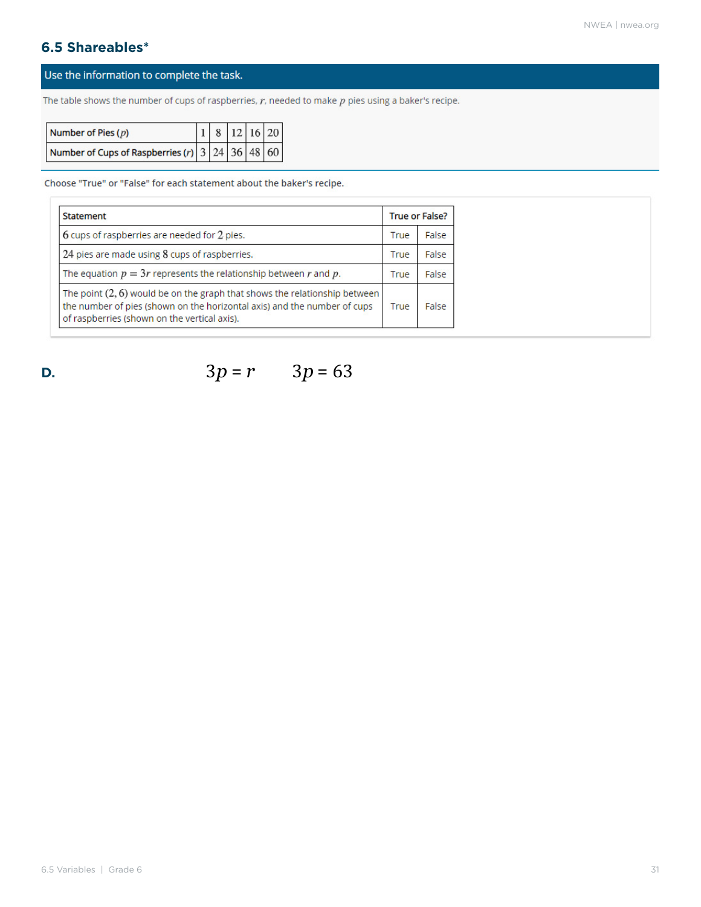## 6.5 Shareables*

**Use the information to complete the task.**

The table shows the number of cups of raspberries, $r$, needed to make $p$ pies using a baker's recipe.

| Number of Pies ($p$) | 1 | 8 | 12 | 16 | 20 |
|---|---|---|---|---|---|
| Number of Cups of Raspberries ($r$) | 3 | 24 | 36 | 48 | 60 |

Choose "True" or "False" for each statement about the baker's recipe.

| Statement | True or False? | |
|---|---|---|
| 6 cups of raspberries are needed for 2 pies. | True | False |
| 24 pies are made using 8 cups of raspberries. | True | False |
| The equation $p = 3r$ represents the relationship between $r$ and $p$. | True | False |
| The point $(2, 6)$ would be on the graph that shows the relationship between the number of pies (shown on the horizontal axis) and the number of cups of raspberries (shown on the vertical axis). | True | False |

**D.** $3p = r$ $\quad$ $3p = 63$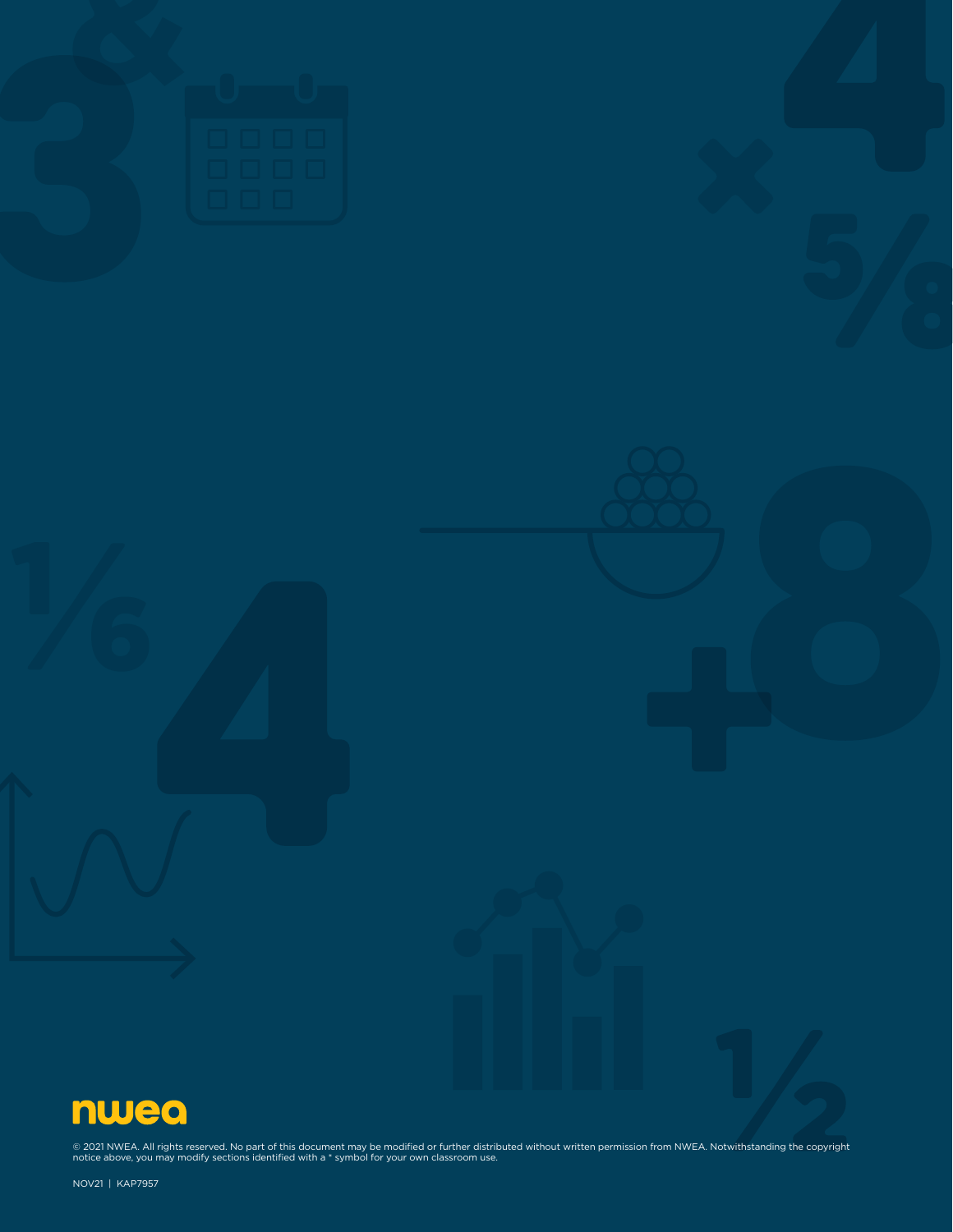nwea

© 2021 NWEA. All rights reserved. No part of this document may be modified or further distributed without written permission from NWEA. Notwithstanding the copyright notice above, you may modify sections identified with a * symbol for your own classroom use.

NOV21 | KAP7957